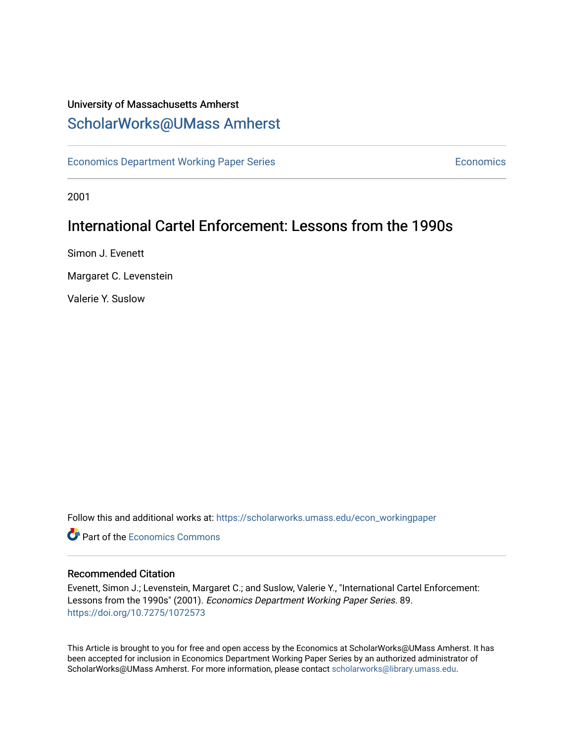University of Massachusetts Amherst

## ScholarWorks@UMass Amherst

Economics Department Working Paper Series | Economics

2001

# International Cartel Enforcement: Lessons from the 1990s

Simon J. Evenett

Margaret C. Levenstein

Valerie Y. Suslow

Follow this and additional works at: https://scholarworks.umass.edu/econ_workingpaper

Part of the Economics Commons

### Recommended Citation

Evenett, Simon J.; Levenstein, Margaret C.; and Suslow, Valerie Y., "International Cartel Enforcement: Lessons from the 1990s" (2001). *Economics Department Working Paper Series*. 89.
https://doi.org/10.7275/1072573

This Article is brought to you for free and open access by the Economics at ScholarWorks@UMass Amherst. It has been accepted for inclusion in Economics Department Working Paper Series by an authorized administrator of ScholarWorks@UMass Amherst. For more information, please contact scholarworks@library.umass.edu.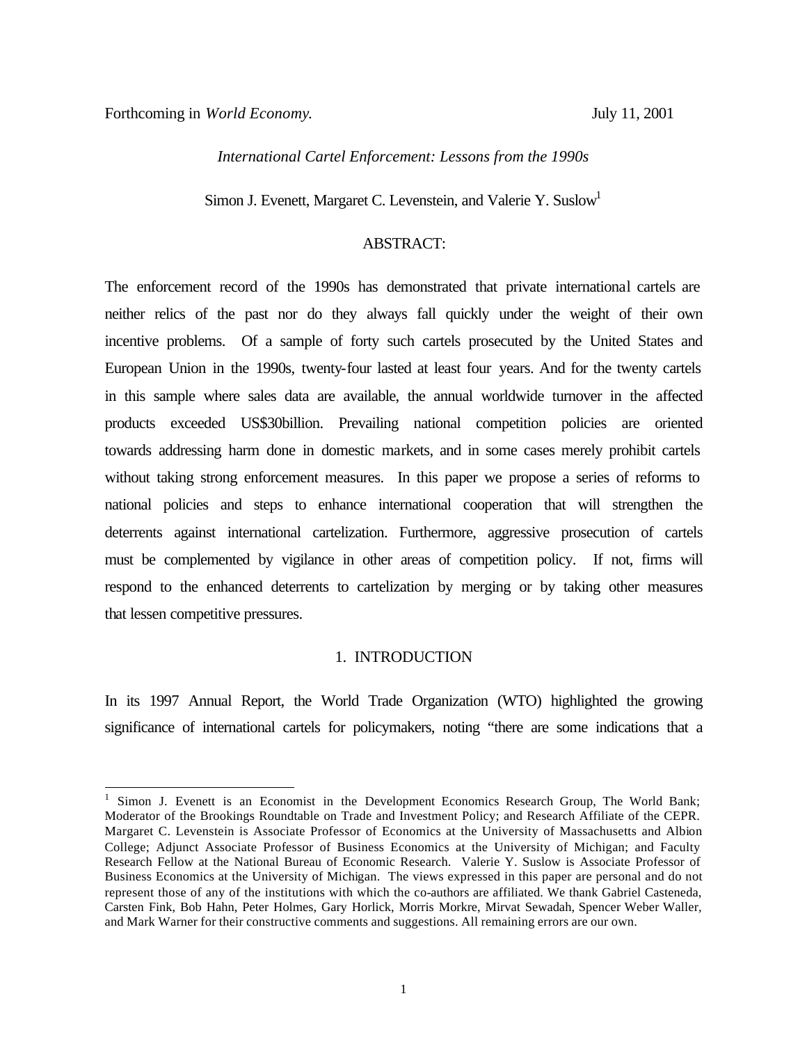Forthcoming in *World Economy.* July 11, 2001

*International Cartel Enforcement: Lessons from the 1990s*

Simon J. Evenett, Margaret C. Levenstein, and Valerie Y. Suslow[1]

ABSTRACT:

The enforcement record of the 1990s has demonstrated that private international cartels are neither relics of the past nor do they always fall quickly under the weight of their own incentive problems. Of a sample of forty such cartels prosecuted by the United States and European Union in the 1990s, twenty-four lasted at least four years. And for the twenty cartels in this sample where sales data are available, the annual worldwide turnover in the affected products exceeded US$30billion. Prevailing national competition policies are oriented towards addressing harm done in domestic markets, and in some cases merely prohibit cartels without taking strong enforcement measures. In this paper we propose a series of reforms to national policies and steps to enhance international cooperation that will strengthen the deterrents against international cartelization. Furthermore, aggressive prosecution of cartels must be complemented by vigilance in other areas of competition policy. If not, firms will respond to the enhanced deterrents to cartelization by merging or by taking other measures that lessen competitive pressures.

## 1. INTRODUCTION

In its 1997 Annual Report, the World Trade Organization (WTO) highlighted the growing significance of international cartels for policymakers, noting "there are some indications that a

[1] Simon J. Evenett is an Economist in the Development Economics Research Group, The World Bank; Moderator of the Brookings Roundtable on Trade and Investment Policy; and Research Affiliate of the CEPR. Margaret C. Levenstein is Associate Professor of Economics at the University of Massachusetts and Albion College; Adjunct Associate Professor of Business Economics at the University of Michigan; and Faculty Research Fellow at the National Bureau of Economic Research. Valerie Y. Suslow is Associate Professor of Business Economics at the University of Michigan. The views expressed in this paper are personal and do not represent those of any of the institutions with which the co-authors are affiliated. We thank Gabriel Casteneda, Carsten Fink, Bob Hahn, Peter Holmes, Gary Horlick, Morris Morkre, Mirvat Sewadah, Spencer Weber Waller, and Mark Warner for their constructive comments and suggestions. All remaining errors are our own.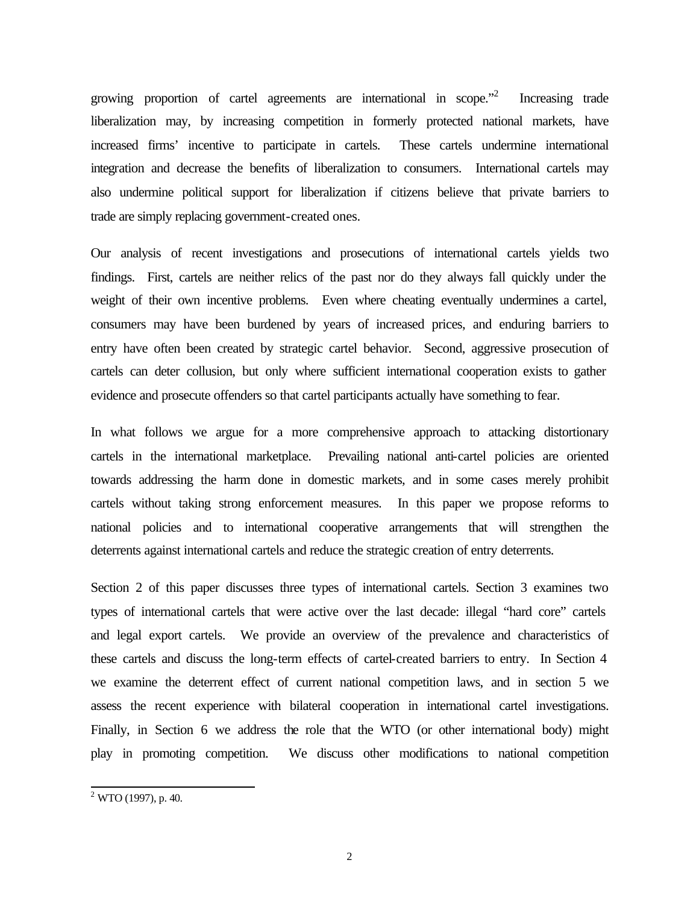growing proportion of cartel agreements are international in scope."[2] Increasing trade liberalization may, by increasing competition in formerly protected national markets, have increased firms' incentive to participate in cartels. These cartels undermine international integration and decrease the benefits of liberalization to consumers. International cartels may also undermine political support for liberalization if citizens believe that private barriers to trade are simply replacing government-created ones.

Our analysis of recent investigations and prosecutions of international cartels yields two findings. First, cartels are neither relics of the past nor do they always fall quickly under the weight of their own incentive problems. Even where cheating eventually undermines a cartel, consumers may have been burdened by years of increased prices, and enduring barriers to entry have often been created by strategic cartel behavior. Second, aggressive prosecution of cartels can deter collusion, but only where sufficient international cooperation exists to gather evidence and prosecute offenders so that cartel participants actually have something to fear.

In what follows we argue for a more comprehensive approach to attacking distortionary cartels in the international marketplace. Prevailing national anti-cartel policies are oriented towards addressing the harm done in domestic markets, and in some cases merely prohibit cartels without taking strong enforcement measures. In this paper we propose reforms to national policies and to international cooperative arrangements that will strengthen the deterrents against international cartels and reduce the strategic creation of entry deterrents.

Section 2 of this paper discusses three types of international cartels. Section 3 examines two types of international cartels that were active over the last decade: illegal "hard core" cartels and legal export cartels. We provide an overview of the prevalence and characteristics of these cartels and discuss the long-term effects of cartel-created barriers to entry. In Section 4 we examine the deterrent effect of current national competition laws, and in section 5 we assess the recent experience with bilateral cooperation in international cartel investigations. Finally, in Section 6 we address the role that the WTO (or other international body) might play in promoting competition. We discuss other modifications to national competition

[2] WTO (1997), p. 40.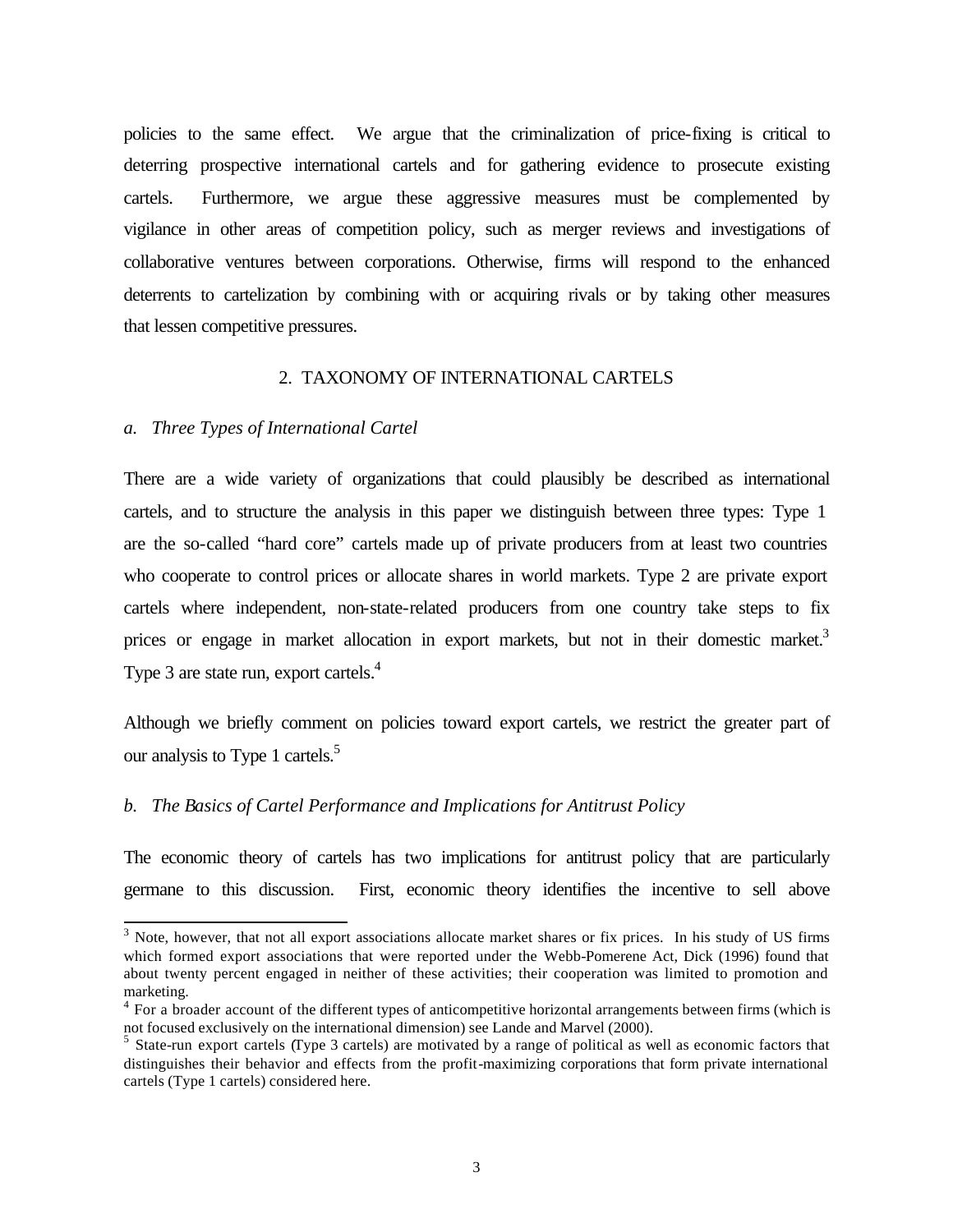policies to the same effect. We argue that the criminalization of price-fixing is critical to deterring prospective international cartels and for gathering evidence to prosecute existing cartels. Furthermore, we argue these aggressive measures must be complemented by vigilance in other areas of competition policy, such as merger reviews and investigations of collaborative ventures between corporations. Otherwise, firms will respond to the enhanced deterrents to cartelization by combining with or acquiring rivals or by taking other measures that lessen competitive pressures.

## 2. TAXONOMY OF INTERNATIONAL CARTELS

### *a. Three Types of International Cartel*

There are a wide variety of organizations that could plausibly be described as international cartels, and to structure the analysis in this paper we distinguish between three types: Type 1 are the so-called "hard core" cartels made up of private producers from at least two countries who cooperate to control prices or allocate shares in world markets. Type 2 are private export cartels where independent, non-state-related producers from one country take steps to fix prices or engage in market allocation in export markets, but not in their domestic market.[3] Type 3 are state run, export cartels.[4]

Although we briefly comment on policies toward export cartels, we restrict the greater part of our analysis to Type 1 cartels.[5]

### *b. The Basics of Cartel Performance and Implications for Antitrust Policy*

The economic theory of cartels has two implications for antitrust policy that are particularly germane to this discussion. First, economic theory identifies the incentive to sell above

[3] Note, however, that not all export associations allocate market shares or fix prices. In his study of US firms which formed export associations that were reported under the Webb-Pomerene Act, Dick (1996) found that about twenty percent engaged in neither of these activities; their cooperation was limited to promotion and marketing.

[4] For a broader account of the different types of anticompetitive horizontal arrangements between firms (which is not focused exclusively on the international dimension) see Lande and Marvel (2000).

[5] State-run export cartels (Type 3 cartels) are motivated by a range of political as well as economic factors that distinguishes their behavior and effects from the profit-maximizing corporations that form private international cartels (Type 1 cartels) considered here.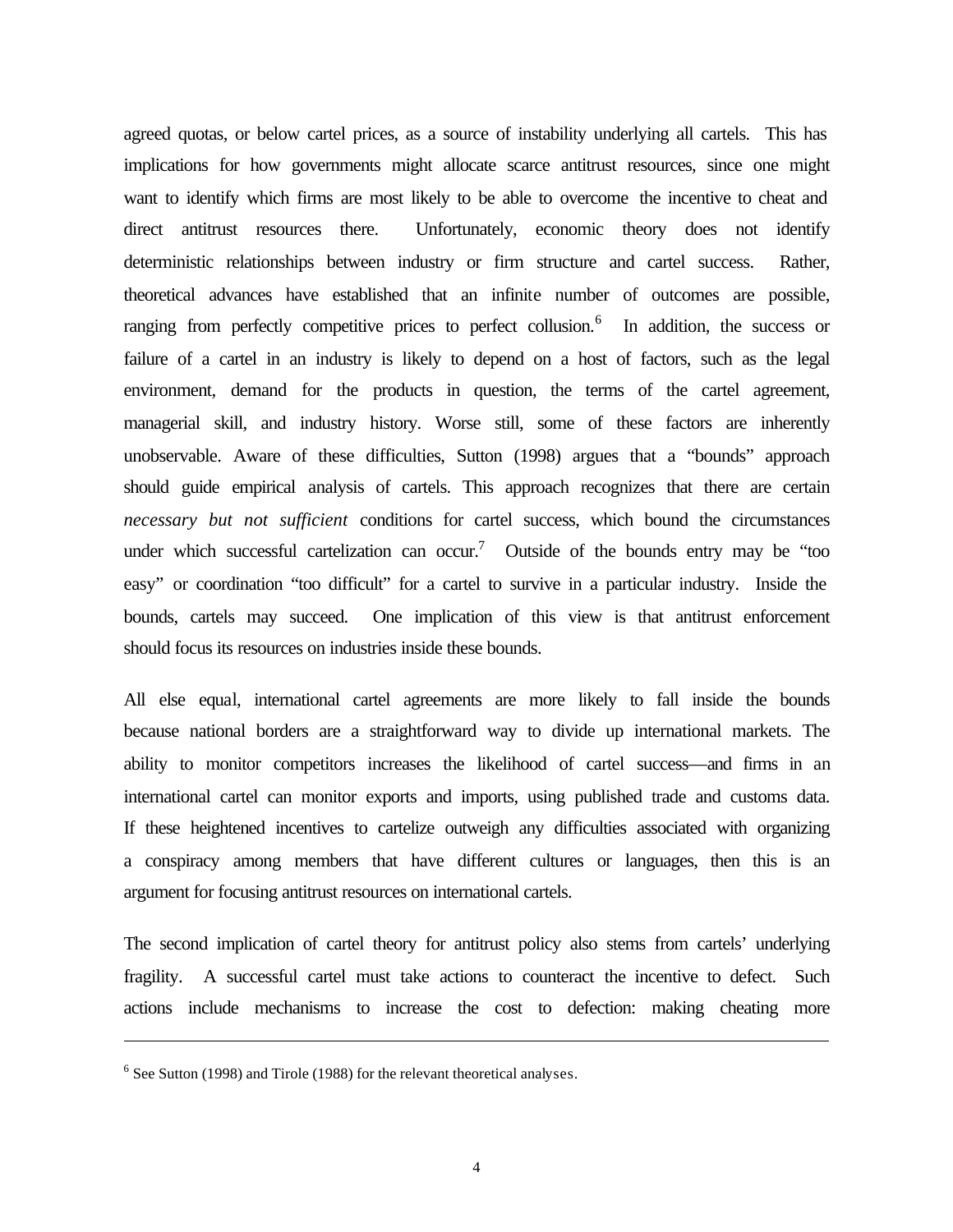agreed quotas, or below cartel prices, as a source of instability underlying all cartels. This has implications for how governments might allocate scarce antitrust resources, since one might want to identify which firms are most likely to be able to overcome the incentive to cheat and direct antitrust resources there. Unfortunately, economic theory does not identify deterministic relationships between industry or firm structure and cartel success. Rather, theoretical advances have established that an infinite number of outcomes are possible, ranging from perfectly competitive prices to perfect collusion.[6] In addition, the success or failure of a cartel in an industry is likely to depend on a host of factors, such as the legal environment, demand for the products in question, the terms of the cartel agreement, managerial skill, and industry history. Worse still, some of these factors are inherently unobservable. Aware of these difficulties, Sutton (1998) argues that a "bounds" approach should guide empirical analysis of cartels. This approach recognizes that there are certain *necessary but not sufficient* conditions for cartel success, which bound the circumstances under which successful cartelization can occur.[7] Outside of the bounds entry may be "too easy" or coordination "too difficult" for a cartel to survive in a particular industry. Inside the bounds, cartels may succeed. One implication of this view is that antitrust enforcement should focus its resources on industries inside these bounds.

All else equal, international cartel agreements are more likely to fall inside the bounds because national borders are a straightforward way to divide up international markets. The ability to monitor competitors increases the likelihood of cartel success—and firms in an international cartel can monitor exports and imports, using published trade and customs data. If these heightened incentives to cartelize outweigh any difficulties associated with organizing a conspiracy among members that have different cultures or languages, then this is an argument for focusing antitrust resources on international cartels.

The second implication of cartel theory for antitrust policy also stems from cartels' underlying fragility. A successful cartel must take actions to counteract the incentive to defect. Such actions include mechanisms to increase the cost to defection: making cheating more

---

[6] See Sutton (1998) and Tirole (1988) for the relevant theoretical analyses.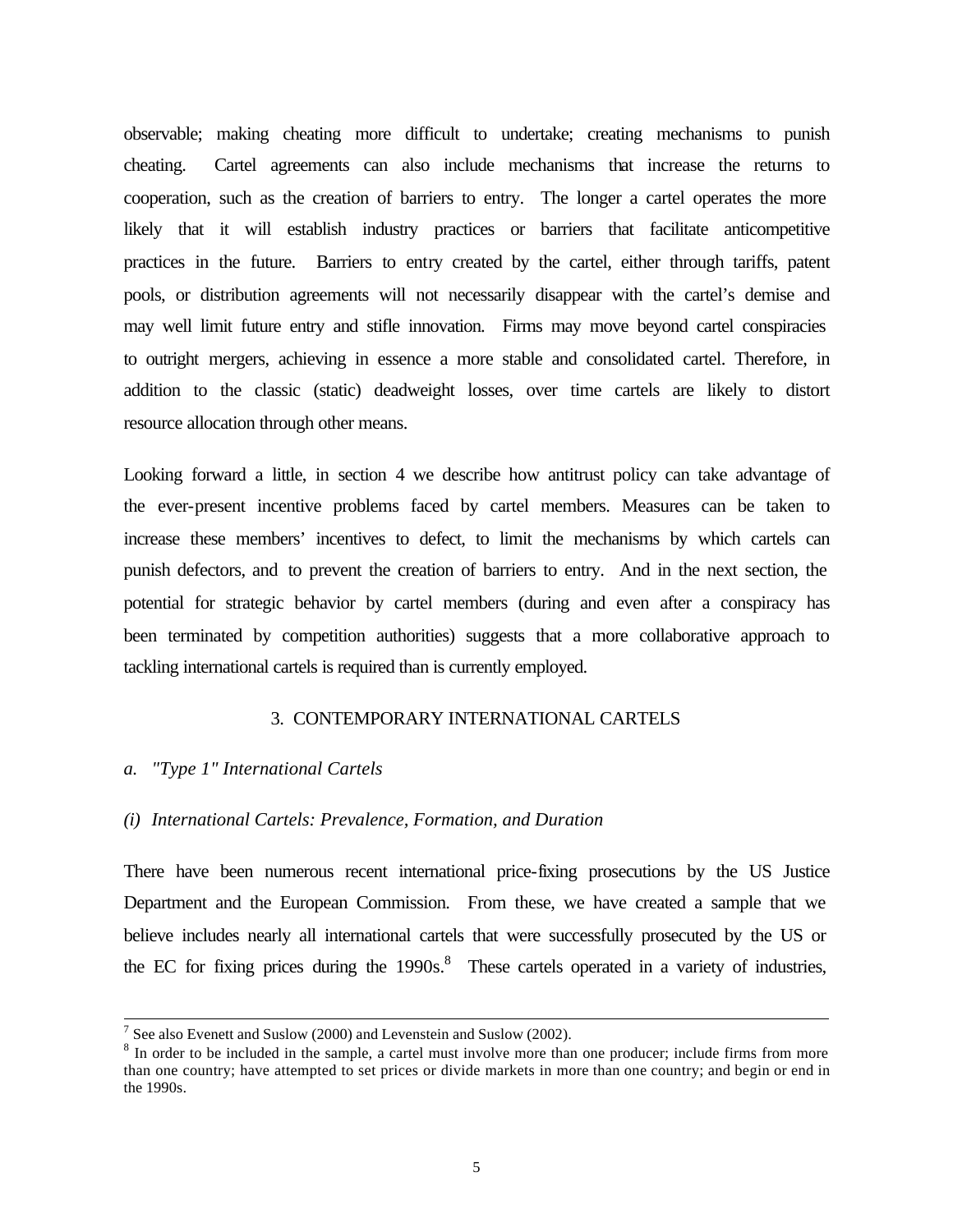observable; making cheating more difficult to undertake; creating mechanisms to punish cheating. Cartel agreements can also include mechanisms that increase the returns to cooperation, such as the creation of barriers to entry. The longer a cartel operates the more likely that it will establish industry practices or barriers that facilitate anticompetitive practices in the future. Barriers to entry created by the cartel, either through tariffs, patent pools, or distribution agreements will not necessarily disappear with the cartel's demise and may well limit future entry and stifle innovation. Firms may move beyond cartel conspiracies to outright mergers, achieving in essence a more stable and consolidated cartel. Therefore, in addition to the classic (static) deadweight losses, over time cartels are likely to distort resource allocation through other means.

Looking forward a little, in section 4 we describe how antitrust policy can take advantage of the ever-present incentive problems faced by cartel members. Measures can be taken to increase these members' incentives to defect, to limit the mechanisms by which cartels can punish defectors, and to prevent the creation of barriers to entry. And in the next section, the potential for strategic behavior by cartel members (during and even after a conspiracy has been terminated by competition authorities) suggests that a more collaborative approach to tackling international cartels is required than is currently employed.

## 3. CONTEMPORARY INTERNATIONAL CARTELS

### *a. "Type 1" International Cartels*

#### *(i) International Cartels: Prevalence, Formation, and Duration*

There have been numerous recent international price-fixing prosecutions by the US Justice Department and the European Commission. From these, we have created a sample that we believe includes nearly all international cartels that were successfully prosecuted by the US or the EC for fixing prices during the 1990s.[8] These cartels operated in a variety of industries,

---

[7] See also Evenett and Suslow (2000) and Levenstein and Suslow (2002).

[8] In order to be included in the sample, a cartel must involve more than one producer; include firms from more than one country; have attempted to set prices or divide markets in more than one country; and begin or end in the 1990s.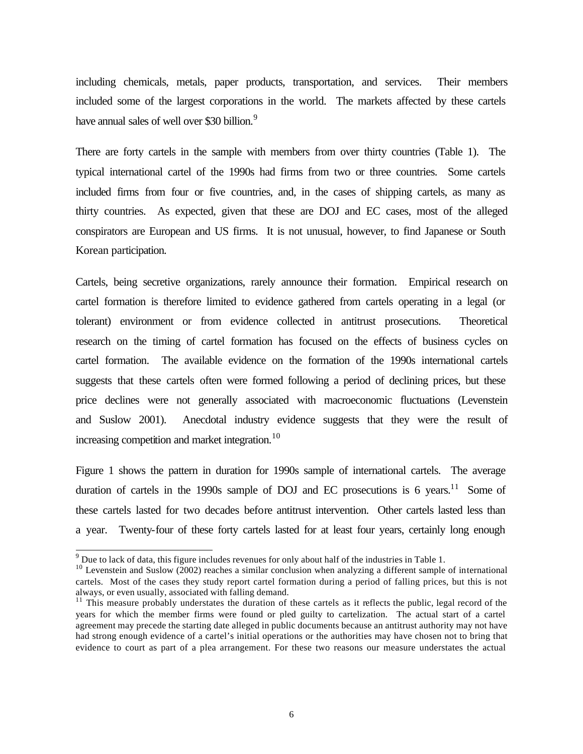including chemicals, metals, paper products, transportation, and services. Their members included some of the largest corporations in the world. The markets affected by these cartels have annual sales of well over $30 billion.[9]

There are forty cartels in the sample with members from over thirty countries (Table 1). The typical international cartel of the 1990s had firms from two or three countries. Some cartels included firms from four or five countries, and, in the cases of shipping cartels, as many as thirty countries. As expected, given that these are DOJ and EC cases, most of the alleged conspirators are European and US firms. It is not unusual, however, to find Japanese or South Korean participation.

Cartels, being secretive organizations, rarely announce their formation. Empirical research on cartel formation is therefore limited to evidence gathered from cartels operating in a legal (or tolerant) environment or from evidence collected in antitrust prosecutions. Theoretical research on the timing of cartel formation has focused on the effects of business cycles on cartel formation. The available evidence on the formation of the 1990s international cartels suggests that these cartels often were formed following a period of declining prices, but these price declines were not generally associated with macroeconomic fluctuations (Levenstein and Suslow 2001). Anecdotal industry evidence suggests that they were the result of increasing competition and market integration.[10]

Figure 1 shows the pattern in duration for 1990s sample of international cartels. The average duration of cartels in the 1990s sample of DOJ and EC prosecutions is 6 years.[11] Some of these cartels lasted for two decades before antitrust intervention. Other cartels lasted less than a year. Twenty-four of these forty cartels lasted for at least four years, certainly long enough

---

[9] Due to lack of data, this figure includes revenues for only about half of the industries in Table 1.

[10] Levenstein and Suslow (2002) reaches a similar conclusion when analyzing a different sample of international cartels. Most of the cases they study report cartel formation during a period of falling prices, but this is not always, or even usually, associated with falling demand.

[11] This measure probably understates the duration of these cartels as it reflects the public, legal record of the years for which the member firms were found or pled guilty to cartelization. The actual start of a cartel agreement may precede the starting date alleged in public documents because an antitrust authority may not have had strong enough evidence of a cartel's initial operations or the authorities may have chosen not to bring that evidence to court as part of a plea arrangement. For these two reasons our measure understates the actual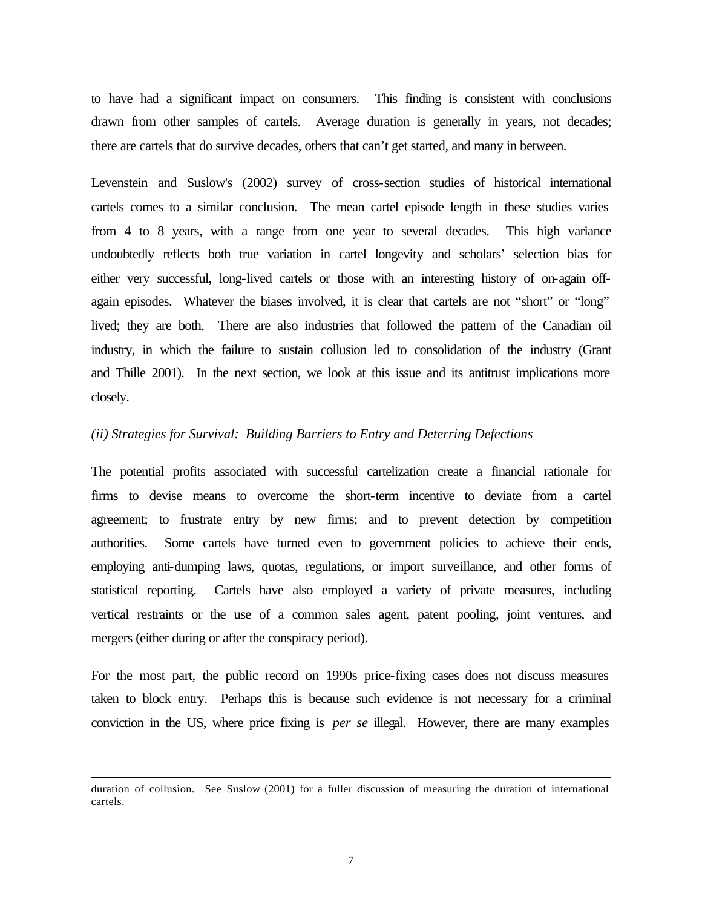to have had a significant impact on consumers. This finding is consistent with conclusions drawn from other samples of cartels. Average duration is generally in years, not decades; there are cartels that do survive decades, others that can't get started, and many in between.

Levenstein and Suslow's (2002) survey of cross-section studies of historical international cartels comes to a similar conclusion. The mean cartel episode length in these studies varies from 4 to 8 years, with a range from one year to several decades. This high variance undoubtedly reflects both true variation in cartel longevity and scholars' selection bias for either very successful, long-lived cartels or those with an interesting history of on-again off-again episodes. Whatever the biases involved, it is clear that cartels are not "short" or "long" lived; they are both. There are also industries that followed the pattern of the Canadian oil industry, in which the failure to sustain collusion led to consolidation of the industry (Grant and Thille 2001). In the next section, we look at this issue and its antitrust implications more closely.

*(ii) Strategies for Survival: Building Barriers to Entry and Deterring Defections*

The potential profits associated with successful cartelization create a financial rationale for firms to devise means to overcome the short-term incentive to deviate from a cartel agreement; to frustrate entry by new firms; and to prevent detection by competition authorities. Some cartels have turned even to government policies to achieve their ends, employing anti-dumping laws, quotas, regulations, or import surveillance, and other forms of statistical reporting. Cartels have also employed a variety of private measures, including vertical restraints or the use of a common sales agent, patent pooling, joint ventures, and mergers (either during or after the conspiracy period).

For the most part, the public record on 1990s price-fixing cases does not discuss measures taken to block entry. Perhaps this is because such evidence is not necessary for a criminal conviction in the US, where price fixing is *per se* illegal. However, there are many examples

---

duration of collusion. See Suslow (2001) for a fuller discussion of measuring the duration of international cartels.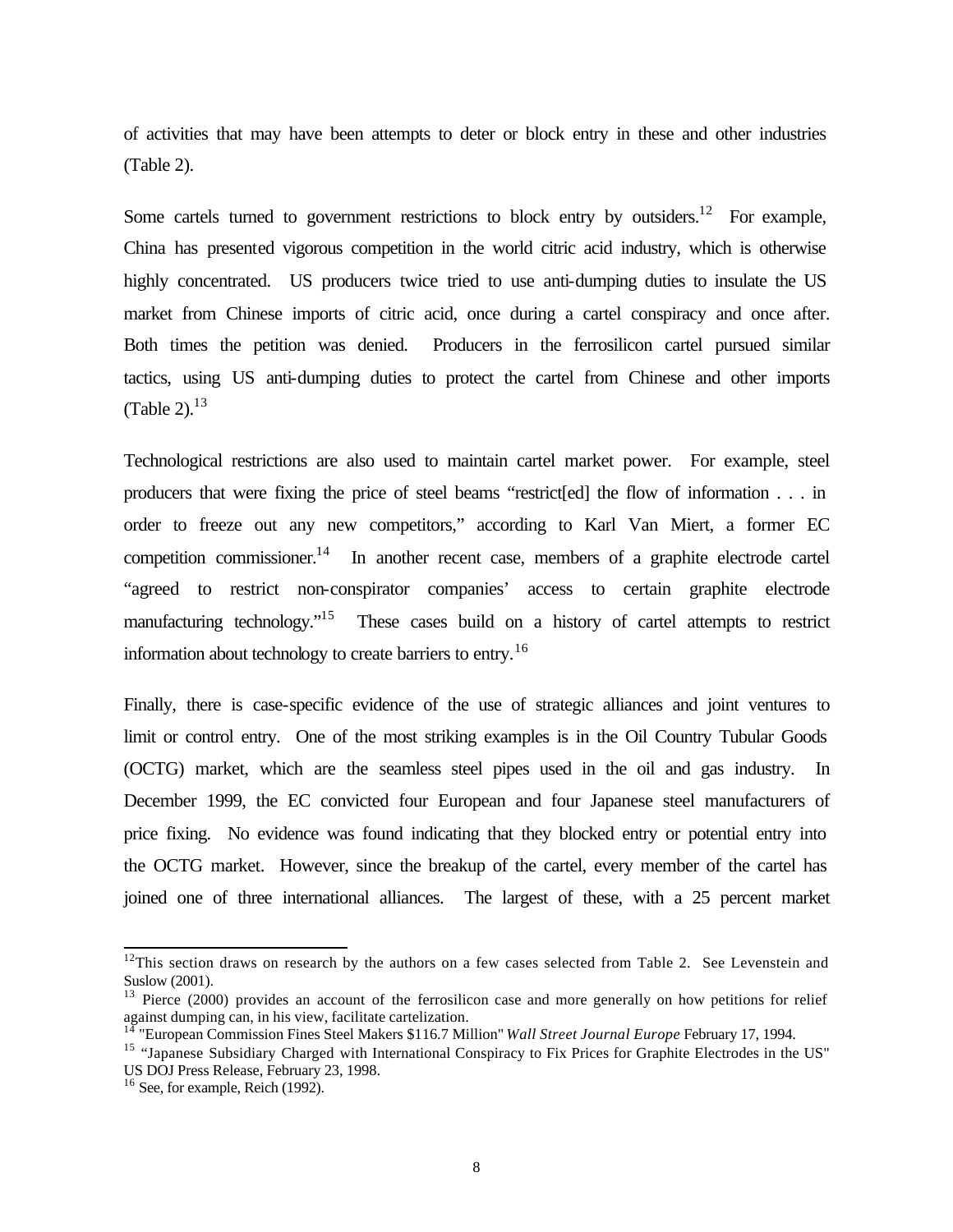of activities that may have been attempts to deter or block entry in these and other industries (Table 2).

Some cartels turned to government restrictions to block entry by outsiders.[12] For example, China has presented vigorous competition in the world citric acid industry, which is otherwise highly concentrated. US producers twice tried to use anti-dumping duties to insulate the US market from Chinese imports of citric acid, once during a cartel conspiracy and once after. Both times the petition was denied. Producers in the ferrosilicon cartel pursued similar tactics, using US anti-dumping duties to protect the cartel from Chinese and other imports (Table 2).[13]

Technological restrictions are also used to maintain cartel market power. For example, steel producers that were fixing the price of steel beams "restrict[ed] the flow of information . . . in order to freeze out any new competitors," according to Karl Van Miert, a former EC competition commissioner.[14] In another recent case, members of a graphite electrode cartel "agreed to restrict non-conspirator companies' access to certain graphite electrode manufacturing technology."[15] These cases build on a history of cartel attempts to restrict information about technology to create barriers to entry.[16]

Finally, there is case-specific evidence of the use of strategic alliances and joint ventures to limit or control entry. One of the most striking examples is in the Oil Country Tubular Goods (OCTG) market, which are the seamless steel pipes used in the oil and gas industry. In December 1999, the EC convicted four European and four Japanese steel manufacturers of price fixing. No evidence was found indicating that they blocked entry or potential entry into the OCTG market. However, since the breakup of the cartel, every member of the cartel has joined one of three international alliances. The largest of these, with a 25 percent market

---

[12] This section draws on research by the authors on a few cases selected from Table 2. See Levenstein and Suslow (2001).

[13] Pierce (2000) provides an account of the ferrosilicon case and more generally on how petitions for relief against dumping can, in his view, facilitate cartelization.

[14] "European Commission Fines Steel Makers $116.7 Million" *Wall Street Journal Europe* February 17, 1994.

[15] "Japanese Subsidiary Charged with International Conspiracy to Fix Prices for Graphite Electrodes in the US" US DOJ Press Release, February 23, 1998.

[16] See, for example, Reich (1992).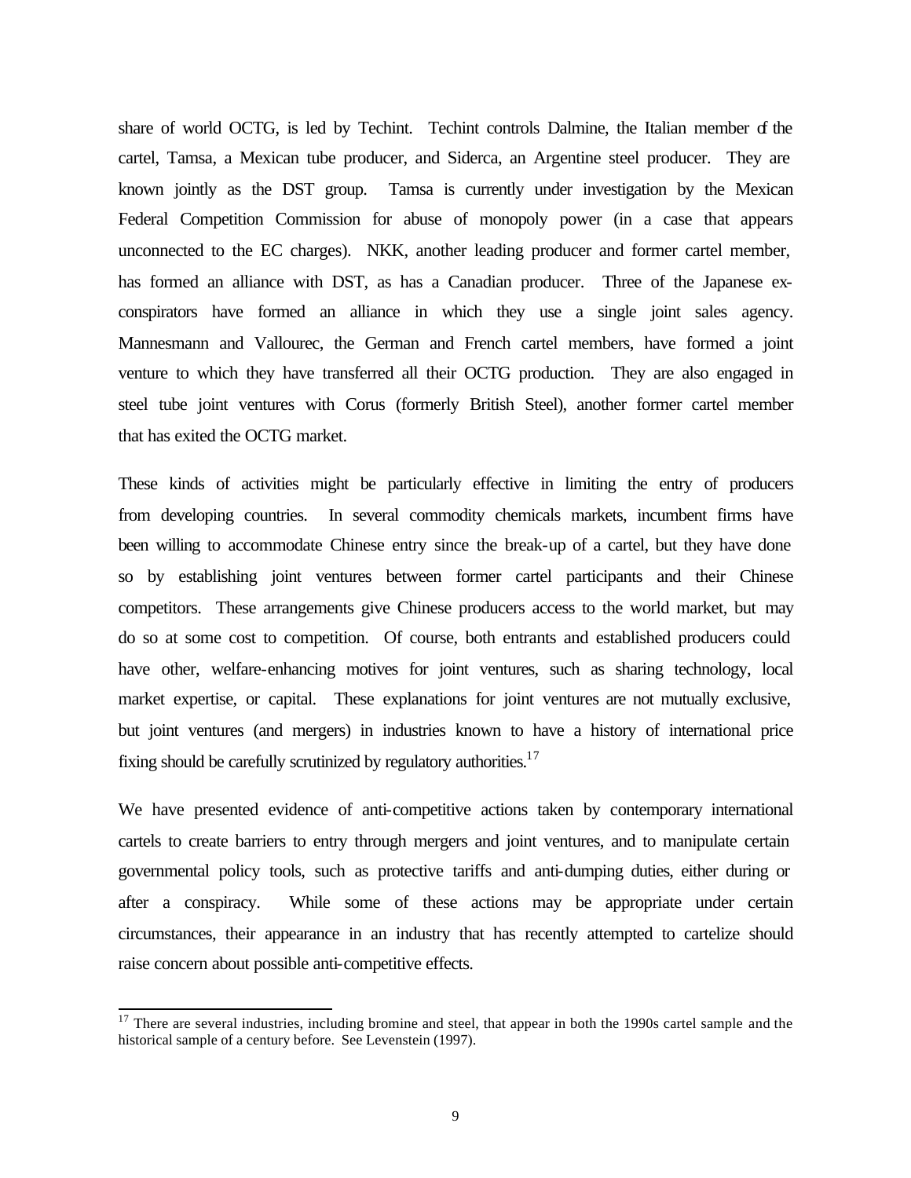share of world OCTG, is led by Techint. Techint controls Dalmine, the Italian member of the cartel, Tamsa, a Mexican tube producer, and Siderca, an Argentine steel producer. They are known jointly as the DST group. Tamsa is currently under investigation by the Mexican Federal Competition Commission for abuse of monopoly power (in a case that appears unconnected to the EC charges). NKK, another leading producer and former cartel member, has formed an alliance with DST, as has a Canadian producer. Three of the Japanese ex-conspirators have formed an alliance in which they use a single joint sales agency. Mannesmann and Vallourec, the German and French cartel members, have formed a joint venture to which they have transferred all their OCTG production. They are also engaged in steel tube joint ventures with Corus (formerly British Steel), another former cartel member that has exited the OCTG market.

These kinds of activities might be particularly effective in limiting the entry of producers from developing countries. In several commodity chemicals markets, incumbent firms have been willing to accommodate Chinese entry since the break-up of a cartel, but they have done so by establishing joint ventures between former cartel participants and their Chinese competitors. These arrangements give Chinese producers access to the world market, but may do so at some cost to competition. Of course, both entrants and established producers could have other, welfare-enhancing motives for joint ventures, such as sharing technology, local market expertise, or capital. These explanations for joint ventures are not mutually exclusive, but joint ventures (and mergers) in industries known to have a history of international price fixing should be carefully scrutinized by regulatory authorities.[17]

We have presented evidence of anti-competitive actions taken by contemporary international cartels to create barriers to entry through mergers and joint ventures, and to manipulate certain governmental policy tools, such as protective tariffs and anti-dumping duties, either during or after a conspiracy. While some of these actions may be appropriate under certain circumstances, their appearance in an industry that has recently attempted to cartelize should raise concern about possible anti-competitive effects.

[17] There are several industries, including bromine and steel, that appear in both the 1990s cartel sample and the historical sample of a century before. See Levenstein (1997).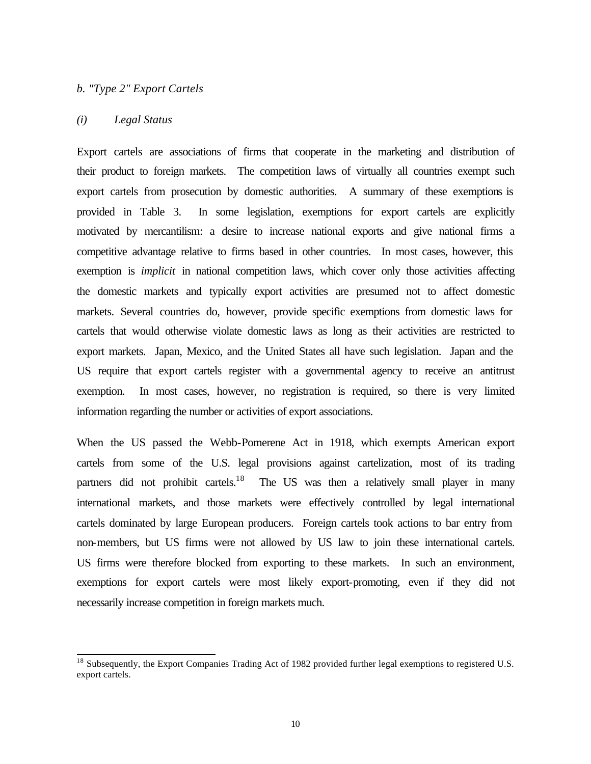*b. "Type 2" Export Cartels*

*(i) Legal Status*

Export cartels are associations of firms that cooperate in the marketing and distribution of their product to foreign markets. The competition laws of virtually all countries exempt such export cartels from prosecution by domestic authorities. A summary of these exemptions is provided in Table 3. In some legislation, exemptions for export cartels are explicitly motivated by mercantilism: a desire to increase national exports and give national firms a competitive advantage relative to firms based in other countries. In most cases, however, this exemption is *implicit* in national competition laws, which cover only those activities affecting the domestic markets and typically export activities are presumed not to affect domestic markets. Several countries do, however, provide specific exemptions from domestic laws for cartels that would otherwise violate domestic laws as long as their activities are restricted to export markets. Japan, Mexico, and the United States all have such legislation. Japan and the US require that export cartels register with a governmental agency to receive an antitrust exemption. In most cases, however, no registration is required, so there is very limited information regarding the number or activities of export associations.

When the US passed the Webb-Pomerene Act in 1918, which exempts American export cartels from some of the U.S. legal provisions against cartelization, most of its trading partners did not prohibit cartels.[18] The US was then a relatively small player in many international markets, and those markets were effectively controlled by legal international cartels dominated by large European producers. Foreign cartels took actions to bar entry from non-members, but US firms were not allowed by US law to join these international cartels. US firms were therefore blocked from exporting to these markets. In such an environment, exemptions for export cartels were most likely export-promoting, even if they did not necessarily increase competition in foreign markets much.

[18] Subsequently, the Export Companies Trading Act of 1982 provided further legal exemptions to registered U.S. export cartels.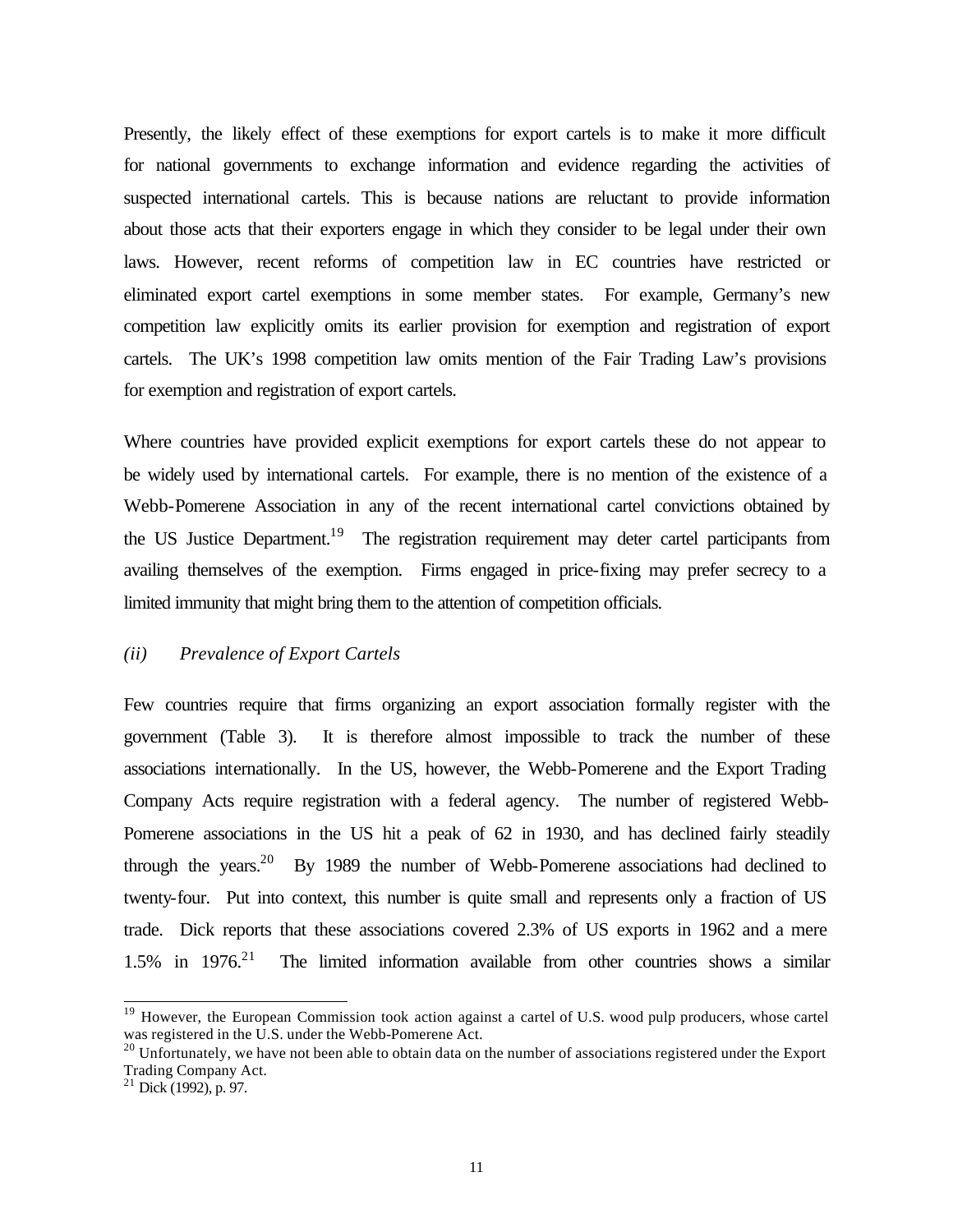Presently, the likely effect of these exemptions for export cartels is to make it more difficult for national governments to exchange information and evidence regarding the activities of suspected international cartels. This is because nations are reluctant to provide information about those acts that their exporters engage in which they consider to be legal under their own laws. However, recent reforms of competition law in EC countries have restricted or eliminated export cartel exemptions in some member states. For example, Germany's new competition law explicitly omits its earlier provision for exemption and registration of export cartels. The UK's 1998 competition law omits mention of the Fair Trading Law's provisions for exemption and registration of export cartels.

Where countries have provided explicit exemptions for export cartels these do not appear to be widely used by international cartels. For example, there is no mention of the existence of a Webb-Pomerene Association in any of the recent international cartel convictions obtained by the US Justice Department.[19] The registration requirement may deter cartel participants from availing themselves of the exemption. Firms engaged in price-fixing may prefer secrecy to a limited immunity that might bring them to the attention of competition officials.

*(ii) Prevalence of Export Cartels*

Few countries require that firms organizing an export association formally register with the government (Table 3). It is therefore almost impossible to track the number of these associations internationally. In the US, however, the Webb-Pomerene and the Export Trading Company Acts require registration with a federal agency. The number of registered Webb-Pomerene associations in the US hit a peak of 62 in 1930, and has declined fairly steadily through the years.[20] By 1989 the number of Webb-Pomerene associations had declined to twenty-four. Put into context, this number is quite small and represents only a fraction of US trade. Dick reports that these associations covered 2.3% of US exports in 1962 and a mere 1.5% in 1976.[21] The limited information available from other countries shows a similar

---

[19] However, the European Commission took action against a cartel of U.S. wood pulp producers, whose cartel was registered in the U.S. under the Webb-Pomerene Act.

[20] Unfortunately, we have not been able to obtain data on the number of associations registered under the Export Trading Company Act.

[21] Dick (1992), p. 97.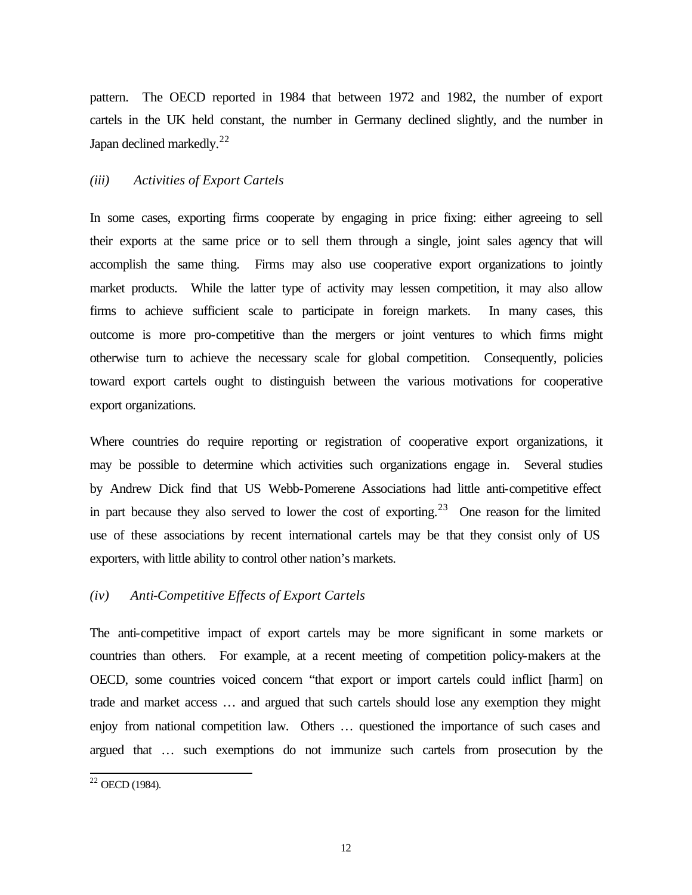pattern. The OECD reported in 1984 that between 1972 and 1982, the number of export cartels in the UK held constant, the number in Germany declined slightly, and the number in Japan declined markedly.[22]

### *(iii) Activities of Export Cartels*

In some cases, exporting firms cooperate by engaging in price fixing: either agreeing to sell their exports at the same price or to sell them through a single, joint sales agency that will accomplish the same thing. Firms may also use cooperative export organizations to jointly market products. While the latter type of activity may lessen competition, it may also allow firms to achieve sufficient scale to participate in foreign markets. In many cases, this outcome is more pro-competitive than the mergers or joint ventures to which firms might otherwise turn to achieve the necessary scale for global competition. Consequently, policies toward export cartels ought to distinguish between the various motivations for cooperative export organizations.

Where countries do require reporting or registration of cooperative export organizations, it may be possible to determine which activities such organizations engage in. Several studies by Andrew Dick find that US Webb-Pomerene Associations had little anti-competitive effect in part because they also served to lower the cost of exporting.[23] One reason for the limited use of these associations by recent international cartels may be that they consist only of US exporters, with little ability to control other nation's markets.

### *(iv) Anti-Competitive Effects of Export Cartels*

The anti-competitive impact of export cartels may be more significant in some markets or countries than others. For example, at a recent meeting of competition policy-makers at the OECD, some countries voiced concern "that export or import cartels could inflict [harm] on trade and market access … and argued that such cartels should lose any exemption they might enjoy from national competition law. Others … questioned the importance of such cases and argued that … such exemptions do not immunize such cartels from prosecution by the

[22] OECD (1984).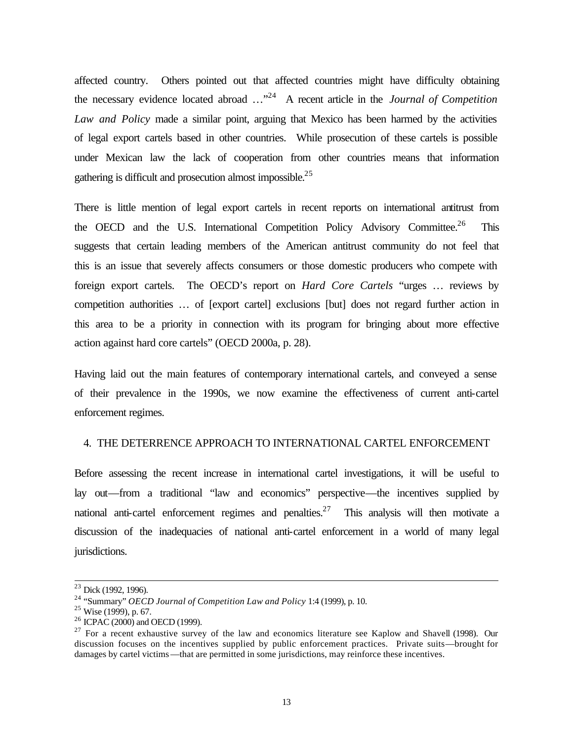affected country. Others pointed out that affected countries might have difficulty obtaining the necessary evidence located abroad …"[24] A recent article in the *Journal of Competition Law and Policy* made a similar point, arguing that Mexico has been harmed by the activities of legal export cartels based in other countries. While prosecution of these cartels is possible under Mexican law the lack of cooperation from other countries means that information gathering is difficult and prosecution almost impossible.[25]

There is little mention of legal export cartels in recent reports on international antitrust from the OECD and the U.S. International Competition Policy Advisory Committee.[26] This suggests that certain leading members of the American antitrust community do not feel that this is an issue that severely affects consumers or those domestic producers who compete with foreign export cartels. The OECD's report on *Hard Core Cartels* "urges … reviews by competition authorities … of [export cartel] exclusions [but] does not regard further action in this area to be a priority in connection with its program for bringing about more effective action against hard core cartels" (OECD 2000a, p. 28).

Having laid out the main features of contemporary international cartels, and conveyed a sense of their prevalence in the 1990s, we now examine the effectiveness of current anti-cartel enforcement regimes.

## 4. THE DETERRENCE APPROACH TO INTERNATIONAL CARTEL ENFORCEMENT

Before assessing the recent increase in international cartel investigations, it will be useful to lay out—from a traditional "law and economics" perspective—the incentives supplied by national anti-cartel enforcement regimes and penalties.[27] This analysis will then motivate a discussion of the inadequacies of national anti-cartel enforcement in a world of many legal jurisdictions.

---

[23] Dick (1992, 1996).

[24] "Summary" *OECD Journal of Competition Law and Policy* 1:4 (1999), p. 10.

[25] Wise (1999), p. 67.

[26] ICPAC (2000) and OECD (1999).

[27] For a recent exhaustive survey of the law and economics literature see Kaplow and Shavell (1998). Our discussion focuses on the incentives supplied by public enforcement practices. Private suits—brought for damages by cartel victims—that are permitted in some jurisdictions, may reinforce these incentives.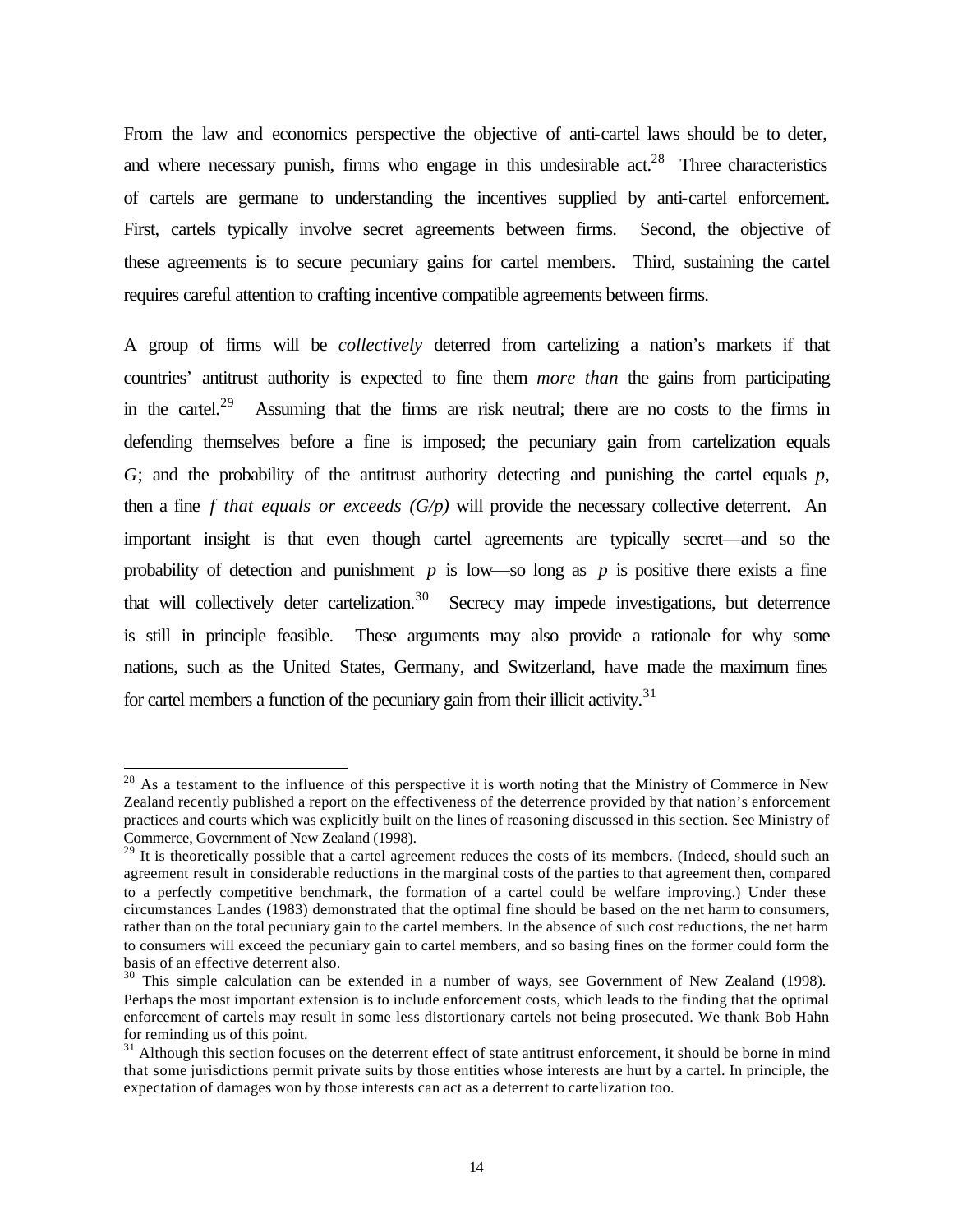From the law and economics perspective the objective of anti-cartel laws should be to deter, and where necessary punish, firms who engage in this undesirable act.[28] Three characteristics of cartels are germane to understanding the incentives supplied by anti-cartel enforcement. First, cartels typically involve secret agreements between firms. Second, the objective of these agreements is to secure pecuniary gains for cartel members. Third, sustaining the cartel requires careful attention to crafting incentive compatible agreements between firms.

A group of firms will be *collectively* deterred from cartelizing a nation's markets if that countries' antitrust authority is expected to fine them *more than* the gains from participating in the cartel.[29] Assuming that the firms are risk neutral; there are no costs to the firms in defending themselves before a fine is imposed; the pecuniary gain from cartelization equals $G$; and the probability of the antitrust authority detecting and punishing the cartel equals $p$, then a fine $f$ *that equals or exceeds* $(G/p)$ will provide the necessary collective deterrent. An important insight is that even though cartel agreements are typically secret—and so the probability of detection and punishment $p$ is low—so long as $p$ is positive there exists a fine that will collectively deter cartelization.[30] Secrecy may impede investigations, but deterrence is still in principle feasible. These arguments may also provide a rationale for why some nations, such as the United States, Germany, and Switzerland, have made the maximum fines for cartel members a function of the pecuniary gain from their illicit activity.[31]

---

[28] As a testament to the influence of this perspective it is worth noting that the Ministry of Commerce in New Zealand recently published a report on the effectiveness of the deterrence provided by that nation's enforcement practices and courts which was explicitly built on the lines of reasoning discussed in this section. See Ministry of Commerce, Government of New Zealand (1998).

[29] It is theoretically possible that a cartel agreement reduces the costs of its members. (Indeed, should such an agreement result in considerable reductions in the marginal costs of the parties to that agreement then, compared to a perfectly competitive benchmark, the formation of a cartel could be welfare improving.) Under these circumstances Landes (1983) demonstrated that the optimal fine should be based on the net harm to consumers, rather than on the total pecuniary gain to the cartel members. In the absence of such cost reductions, the net harm to consumers will exceed the pecuniary gain to cartel members, and so basing fines on the former could form the basis of an effective deterrent also.

[30] This simple calculation can be extended in a number of ways, see Government of New Zealand (1998). Perhaps the most important extension is to include enforcement costs, which leads to the finding that the optimal enforcement of cartels may result in some less distortionary cartels not being prosecuted. We thank Bob Hahn for reminding us of this point.

[31] Although this section focuses on the deterrent effect of state antitrust enforcement, it should be borne in mind that some jurisdictions permit private suits by those entities whose interests are hurt by a cartel. In principle, the expectation of damages won by those interests can act as a deterrent to cartelization too.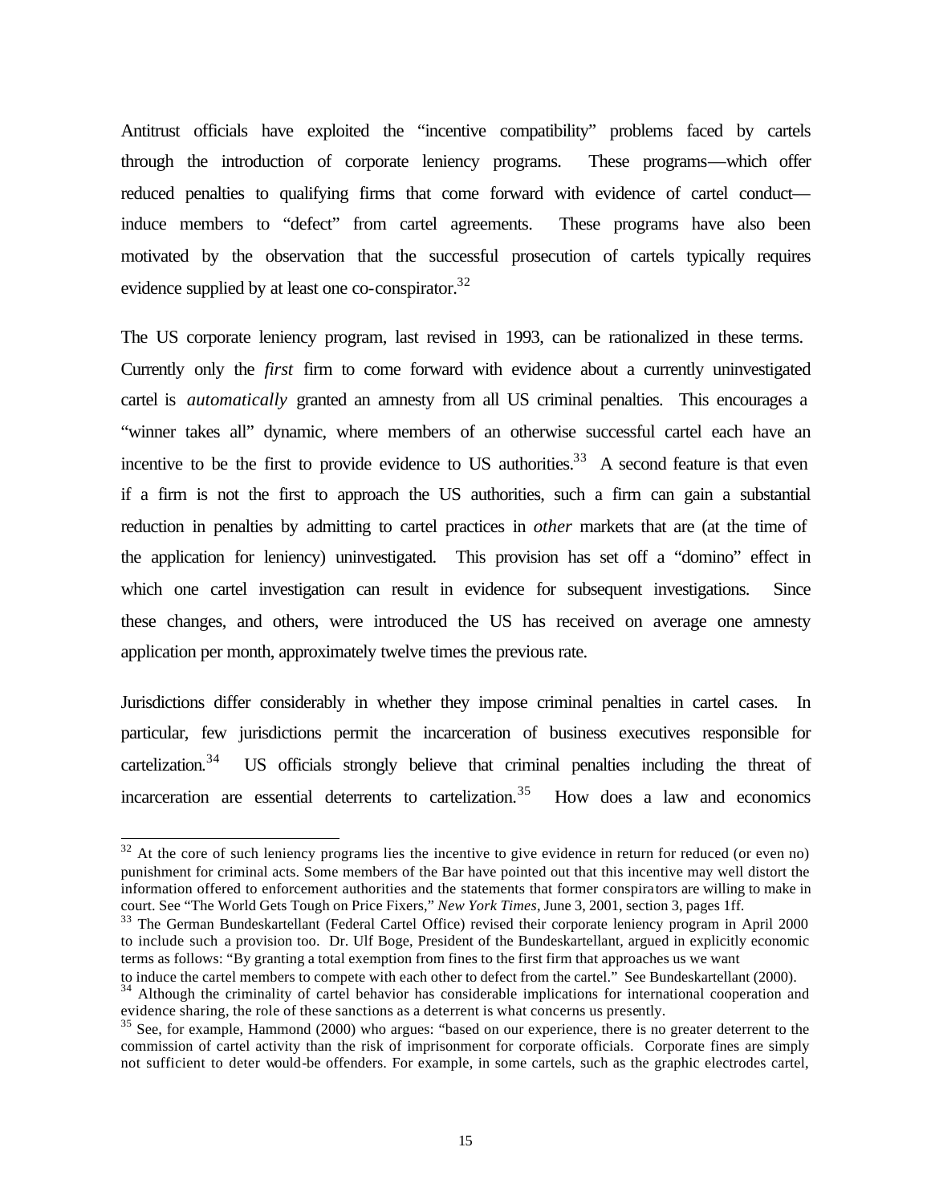Antitrust officials have exploited the "incentive compatibility" problems faced by cartels through the introduction of corporate leniency programs. These programs—which offer reduced penalties to qualifying firms that come forward with evidence of cartel conduct—induce members to "defect" from cartel agreements. These programs have also been motivated by the observation that the successful prosecution of cartels typically requires evidence supplied by at least one co-conspirator.[32]

The US corporate leniency program, last revised in 1993, can be rationalized in these terms. Currently only the *first* firm to come forward with evidence about a currently uninvestigated cartel is *automatically* granted an amnesty from all US criminal penalties. This encourages a "winner takes all" dynamic, where members of an otherwise successful cartel each have an incentive to be the first to provide evidence to US authorities.[33] A second feature is that even if a firm is not the first to approach the US authorities, such a firm can gain a substantial reduction in penalties by admitting to cartel practices in *other* markets that are (at the time of the application for leniency) uninvestigated. This provision has set off a "domino" effect in which one cartel investigation can result in evidence for subsequent investigations. Since these changes, and others, were introduced the US has received on average one amnesty application per month, approximately twelve times the previous rate.

Jurisdictions differ considerably in whether they impose criminal penalties in cartel cases. In particular, few jurisdictions permit the incarceration of business executives responsible for cartelization.[34] US officials strongly believe that criminal penalties including the threat of incarceration are essential deterrents to cartelization.[35] How does a law and economics

---

[32] At the core of such leniency programs lies the incentive to give evidence in return for reduced (or even no) punishment for criminal acts. Some members of the Bar have pointed out that this incentive may well distort the information offered to enforcement authorities and the statements that former conspirators are willing to make in court. See "The World Gets Tough on Price Fixers," *New York Times*, June 3, 2001, section 3, pages 1ff.

[33] The German Bundeskartellant (Federal Cartel Office) revised their corporate leniency program in April 2000 to include such a provision too. Dr. Ulf Boge, President of the Bundeskartellant, argued in explicitly economic terms as follows: "By granting a total exemption from fines to the first firm that approaches us we want to induce the cartel members to compete with each other to defect from the cartel." See Bundeskartellant (2000).

[34] Although the criminality of cartel behavior has considerable implications for international cooperation and evidence sharing, the role of these sanctions as a deterrent is what concerns us presently.

[35] See, for example, Hammond (2000) who argues: "based on our experience, there is no greater deterrent to the commission of cartel activity than the risk of imprisonment for corporate officials. Corporate fines are simply not sufficient to deter would-be offenders. For example, in some cartels, such as the graphic electrodes cartel,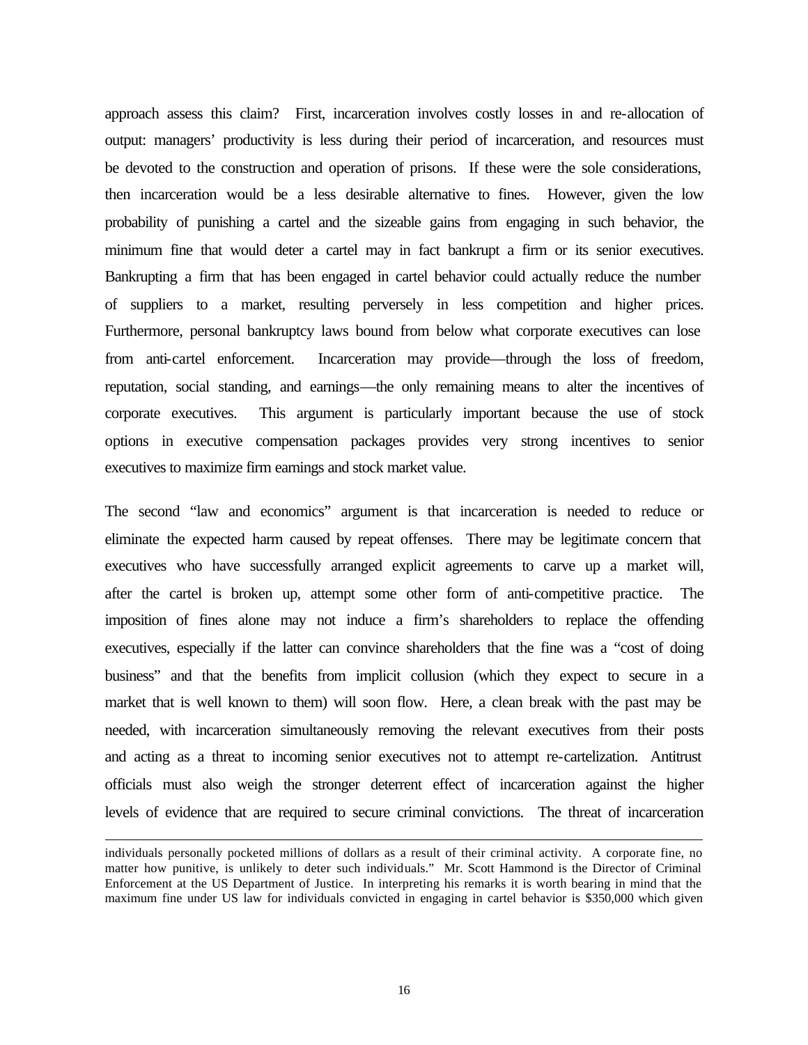approach assess this claim? First, incarceration involves costly losses in and re-allocation of output: managers' productivity is less during their period of incarceration, and resources must be devoted to the construction and operation of prisons. If these were the sole considerations, then incarceration would be a less desirable alternative to fines. However, given the low probability of punishing a cartel and the sizeable gains from engaging in such behavior, the minimum fine that would deter a cartel may in fact bankrupt a firm or its senior executives. Bankrupting a firm that has been engaged in cartel behavior could actually reduce the number of suppliers to a market, resulting perversely in less competition and higher prices. Furthermore, personal bankruptcy laws bound from below what corporate executives can lose from anti-cartel enforcement. Incarceration may provide—through the loss of freedom, reputation, social standing, and earnings—the only remaining means to alter the incentives of corporate executives. This argument is particularly important because the use of stock options in executive compensation packages provides very strong incentives to senior executives to maximize firm earnings and stock market value.

The second "law and economics" argument is that incarceration is needed to reduce or eliminate the expected harm caused by repeat offenses. There may be legitimate concern that executives who have successfully arranged explicit agreements to carve up a market will, after the cartel is broken up, attempt some other form of anti-competitive practice. The imposition of fines alone may not induce a firm's shareholders to replace the offending executives, especially if the latter can convince shareholders that the fine was a "cost of doing business" and that the benefits from implicit collusion (which they expect to secure in a market that is well known to them) will soon flow. Here, a clean break with the past may be needed, with incarceration simultaneously removing the relevant executives from their posts and acting as a threat to incoming senior executives not to attempt re-cartelization. Antitrust officials must also weigh the stronger deterrent effect of incarceration against the higher levels of evidence that are required to secure criminal convictions. The threat of incarceration

---

individuals personally pocketed millions of dollars as a result of their criminal activity. A corporate fine, no matter how punitive, is unlikely to deter such individuals." Mr. Scott Hammond is the Director of Criminal Enforcement at the US Department of Justice. In interpreting his remarks it is worth bearing in mind that the maximum fine under US law for individuals convicted in engaging in cartel behavior is $350,000 which given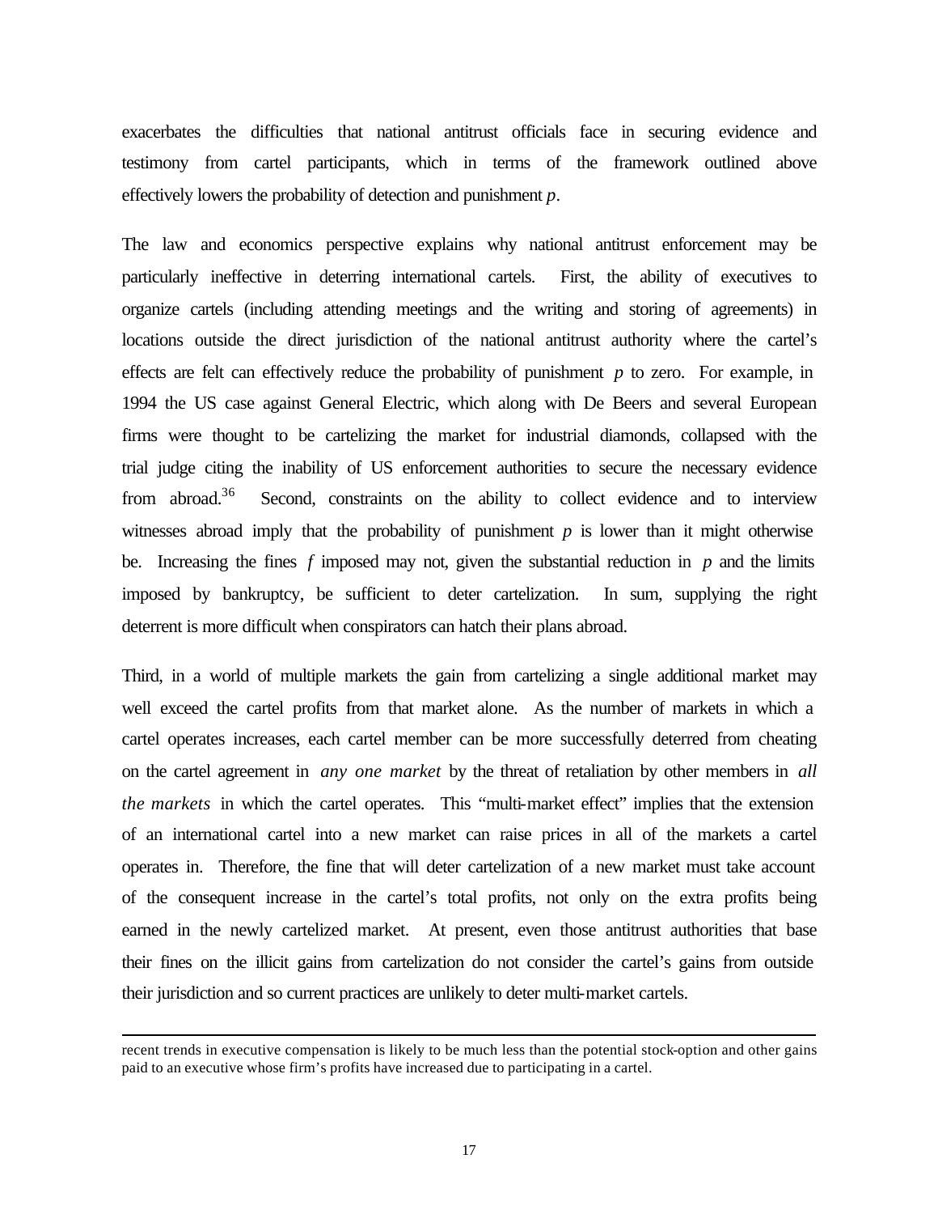exacerbates the difficulties that national antitrust officials face in securing evidence and testimony from cartel participants, which in terms of the framework outlined above effectively lowers the probability of detection and punishment $p$.

The law and economics perspective explains why national antitrust enforcement may be particularly ineffective in deterring international cartels. First, the ability of executives to organize cartels (including attending meetings and the writing and storing of agreements) in locations outside the direct jurisdiction of the national antitrust authority where the cartel's effects are felt can effectively reduce the probability of punishment $p$ to zero. For example, in 1994 the US case against General Electric, which along with De Beers and several European firms were thought to be cartelizing the market for industrial diamonds, collapsed with the trial judge citing the inability of US enforcement authorities to secure the necessary evidence from abroad.[36] Second, constraints on the ability to collect evidence and to interview witnesses abroad imply that the probability of punishment $p$ is lower than it might otherwise be. Increasing the fines $f$ imposed may not, given the substantial reduction in $p$ and the limits imposed by bankruptcy, be sufficient to deter cartelization. In sum, supplying the right deterrent is more difficult when conspirators can hatch their plans abroad.

Third, in a world of multiple markets the gain from cartelizing a single additional market may well exceed the cartel profits from that market alone. As the number of markets in which a cartel operates increases, each cartel member can be more successfully deterred from cheating on the cartel agreement in *any one market* by the threat of retaliation by other members in *all the markets* in which the cartel operates. This "multi-market effect" implies that the extension of an international cartel into a new market can raise prices in all of the markets a cartel operates in. Therefore, the fine that will deter cartelization of a new market must take account of the consequent increase in the cartel's total profits, not only on the extra profits being earned in the newly cartelized market. At present, even those antitrust authorities that base their fines on the illicit gains from cartelization do not consider the cartel's gains from outside their jurisdiction and so current practices are unlikely to deter multi-market cartels.

---

recent trends in executive compensation is likely to be much less than the potential stock-option and other gains paid to an executive whose firm's profits have increased due to participating in a cartel.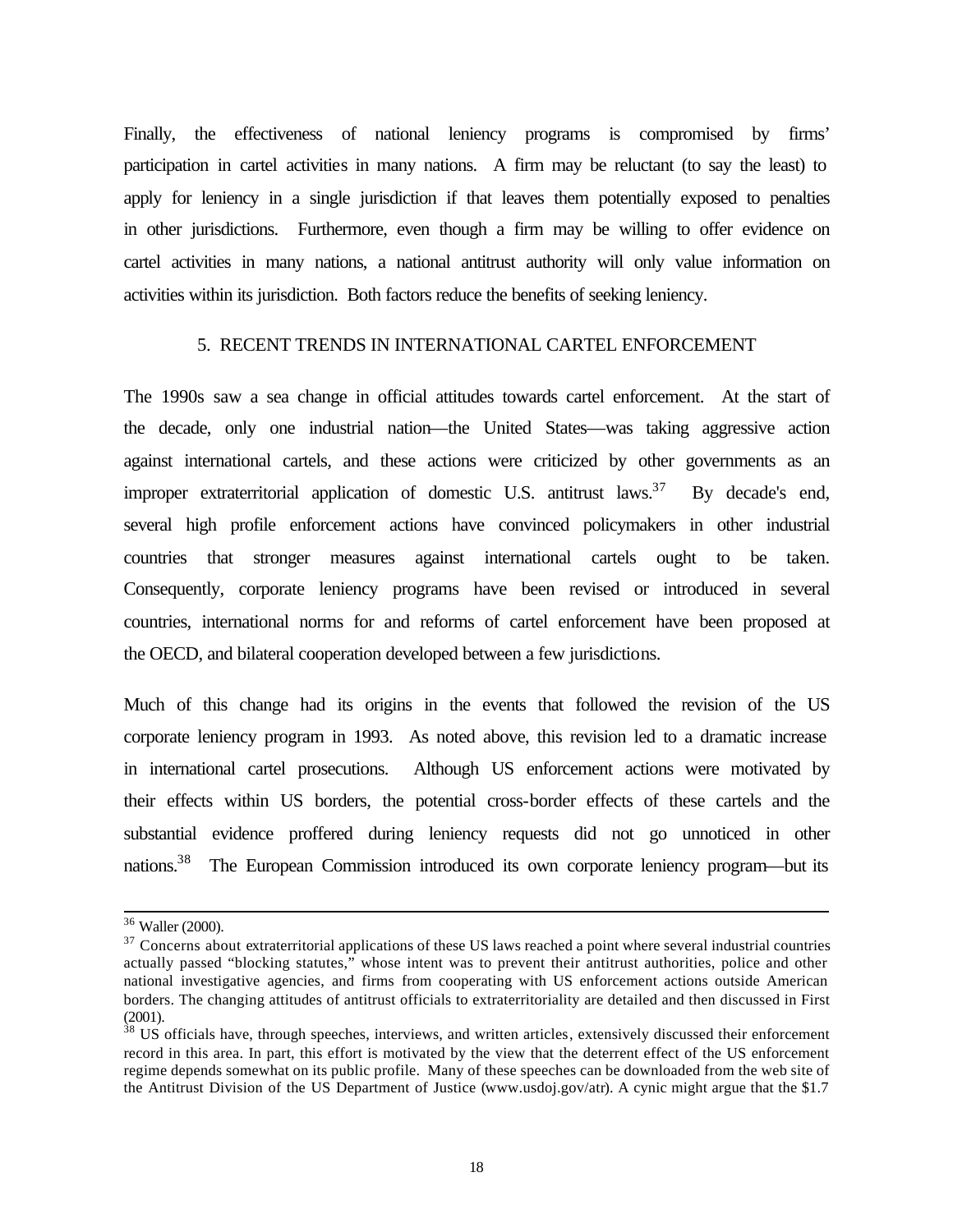Finally, the effectiveness of national leniency programs is compromised by firms' participation in cartel activities in many nations. A firm may be reluctant (to say the least) to apply for leniency in a single jurisdiction if that leaves them potentially exposed to penalties in other jurisdictions. Furthermore, even though a firm may be willing to offer evidence on cartel activities in many nations, a national antitrust authority will only value information on activities within its jurisdiction. Both factors reduce the benefits of seeking leniency.

## 5. RECENT TRENDS IN INTERNATIONAL CARTEL ENFORCEMENT

The 1990s saw a sea change in official attitudes towards cartel enforcement. At the start of the decade, only one industrial nation—the United States—was taking aggressive action against international cartels, and these actions were criticized by other governments as an improper extraterritorial application of domestic U.S. antitrust laws.[37] By decade's end, several high profile enforcement actions have convinced policymakers in other industrial countries that stronger measures against international cartels ought to be taken. Consequently, corporate leniency programs have been revised or introduced in several countries, international norms for and reforms of cartel enforcement have been proposed at the OECD, and bilateral cooperation developed between a few jurisdictions.

Much of this change had its origins in the events that followed the revision of the US corporate leniency program in 1993. As noted above, this revision led to a dramatic increase in international cartel prosecutions. Although US enforcement actions were motivated by their effects within US borders, the potential cross-border effects of these cartels and the substantial evidence proffered during leniency requests did not go unnoticed in other nations.[38] The European Commission introduced its own corporate leniency program—but its

---

[36] Waller (2000).

[37] Concerns about extraterritorial applications of these US laws reached a point where several industrial countries actually passed "blocking statutes," whose intent was to prevent their antitrust authorities, police and other national investigative agencies, and firms from cooperating with US enforcement actions outside American borders. The changing attitudes of antitrust officials to extraterritoriality are detailed and then discussed in First (2001).

[38] US officials have, through speeches, interviews, and written articles, extensively discussed their enforcement record in this area. In part, this effort is motivated by the view that the deterrent effect of the US enforcement regime depends somewhat on its public profile. Many of these speeches can be downloaded from the web site of the Antitrust Division of the US Department of Justice (www.usdoj.gov/atr). A cynic might argue that the $1.7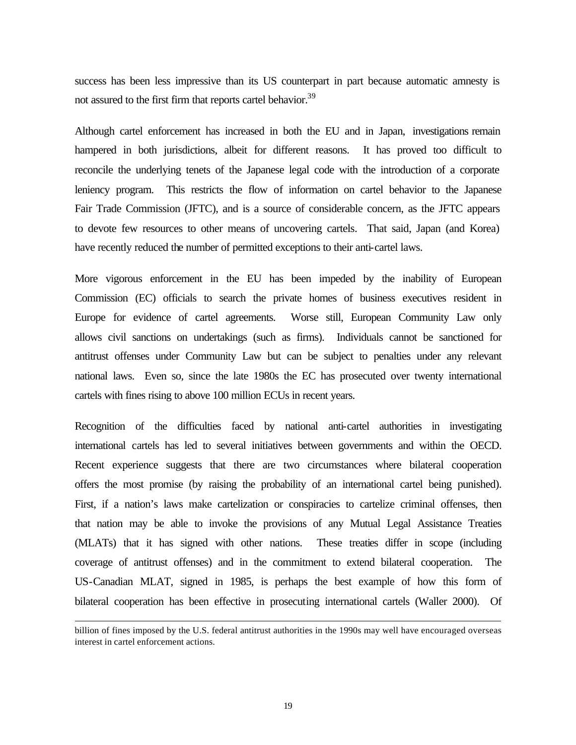success has been less impressive than its US counterpart in part because automatic amnesty is not assured to the first firm that reports cartel behavior.[39]

Although cartel enforcement has increased in both the EU and in Japan, investigations remain hampered in both jurisdictions, albeit for different reasons. It has proved too difficult to reconcile the underlying tenets of the Japanese legal code with the introduction of a corporate leniency program. This restricts the flow of information on cartel behavior to the Japanese Fair Trade Commission (JFTC), and is a source of considerable concern, as the JFTC appears to devote few resources to other means of uncovering cartels. That said, Japan (and Korea) have recently reduced the number of permitted exceptions to their anti-cartel laws.

More vigorous enforcement in the EU has been impeded by the inability of European Commission (EC) officials to search the private homes of business executives resident in Europe for evidence of cartel agreements. Worse still, European Community Law only allows civil sanctions on undertakings (such as firms). Individuals cannot be sanctioned for antitrust offenses under Community Law but can be subject to penalties under any relevant national laws. Even so, since the late 1980s the EC has prosecuted over twenty international cartels with fines rising to above 100 million ECUs in recent years.

Recognition of the difficulties faced by national anti-cartel authorities in investigating international cartels has led to several initiatives between governments and within the OECD. Recent experience suggests that there are two circumstances where bilateral cooperation offers the most promise (by raising the probability of an international cartel being punished). First, if a nation's laws make cartelization or conspiracies to cartelize criminal offenses, then that nation may be able to invoke the provisions of any Mutual Legal Assistance Treaties (MLATs) that it has signed with other nations. These treaties differ in scope (including coverage of antitrust offenses) and in the commitment to extend bilateral cooperation. The US-Canadian MLAT, signed in 1985, is perhaps the best example of how this form of bilateral cooperation has been effective in prosecuting international cartels (Waller 2000). Of

---

billion of fines imposed by the U.S. federal antitrust authorities in the 1990s may well have encouraged overseas interest in cartel enforcement actions.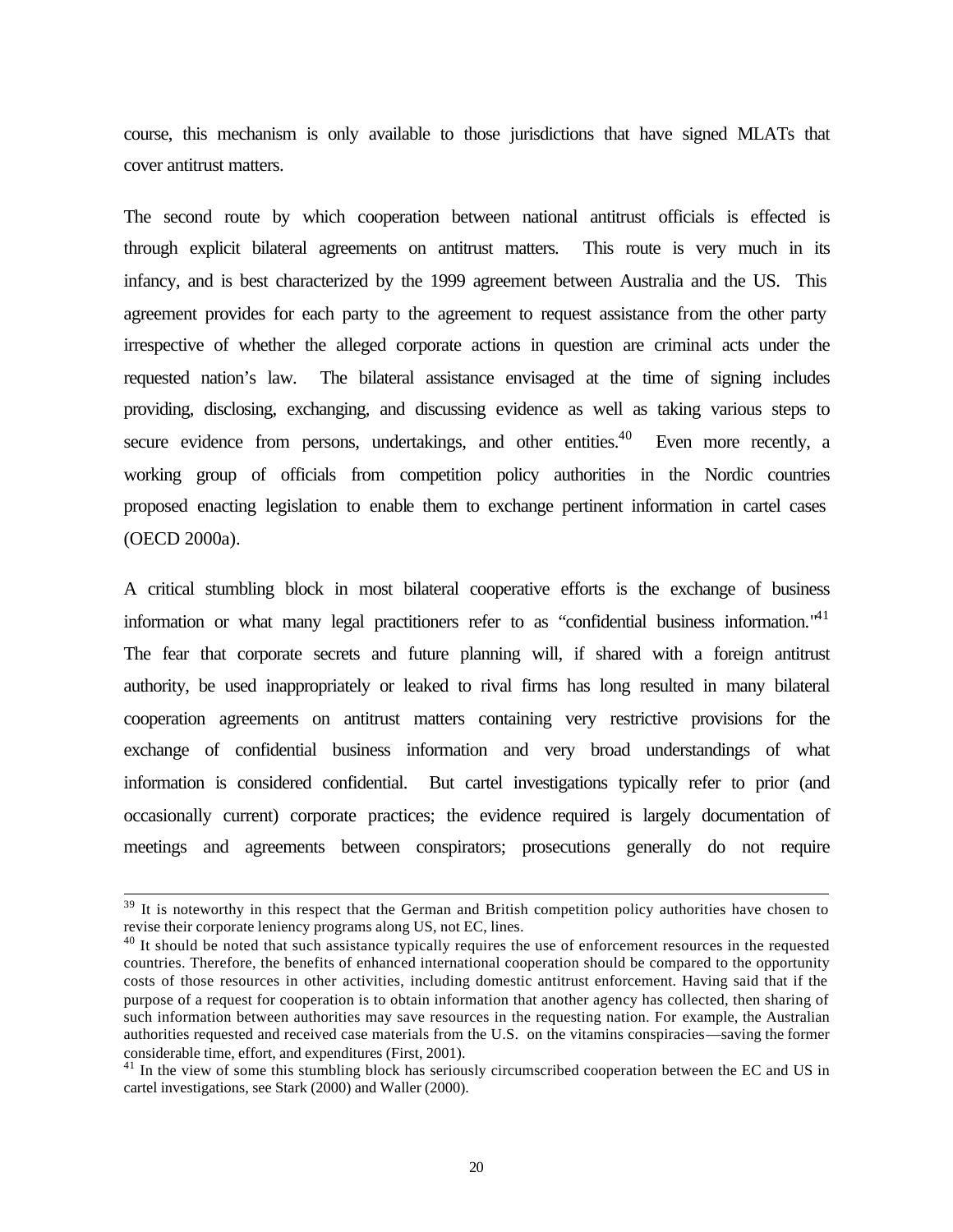course, this mechanism is only available to those jurisdictions that have signed MLATs that cover antitrust matters.

The second route by which cooperation between national antitrust officials is effected is through explicit bilateral agreements on antitrust matters. This route is very much in its infancy, and is best characterized by the 1999 agreement between Australia and the US. This agreement provides for each party to the agreement to request assistance from the other party irrespective of whether the alleged corporate actions in question are criminal acts under the requested nation's law. The bilateral assistance envisaged at the time of signing includes providing, disclosing, exchanging, and discussing evidence as well as taking various steps to secure evidence from persons, undertakings, and other entities.[40] Even more recently, a working group of officials from competition policy authorities in the Nordic countries proposed enacting legislation to enable them to exchange pertinent information in cartel cases (OECD 2000a).

A critical stumbling block in most bilateral cooperative efforts is the exchange of business information or what many legal practitioners refer to as "confidential business information."[41] The fear that corporate secrets and future planning will, if shared with a foreign antitrust authority, be used inappropriately or leaked to rival firms has long resulted in many bilateral cooperation agreements on antitrust matters containing very restrictive provisions for the exchange of confidential business information and very broad understandings of what information is considered confidential. But cartel investigations typically refer to prior (and occasionally current) corporate practices; the evidence required is largely documentation of meetings and agreements between conspirators; prosecutions generally do not require

---

[39] It is noteworthy in this respect that the German and British competition policy authorities have chosen to revise their corporate leniency programs along US, not EC, lines.

[40] It should be noted that such assistance typically requires the use of enforcement resources in the requested countries. Therefore, the benefits of enhanced international cooperation should be compared to the opportunity costs of those resources in other activities, including domestic antitrust enforcement. Having said that if the purpose of a request for cooperation is to obtain information that another agency has collected, then sharing of such information between authorities may save resources in the requesting nation. For example, the Australian authorities requested and received case materials from the U.S. on the vitamins conspiracies—saving the former considerable time, effort, and expenditures (First, 2001).

[41] In the view of some this stumbling block has seriously circumscribed cooperation between the EC and US in cartel investigations, see Stark (2000) and Waller (2000).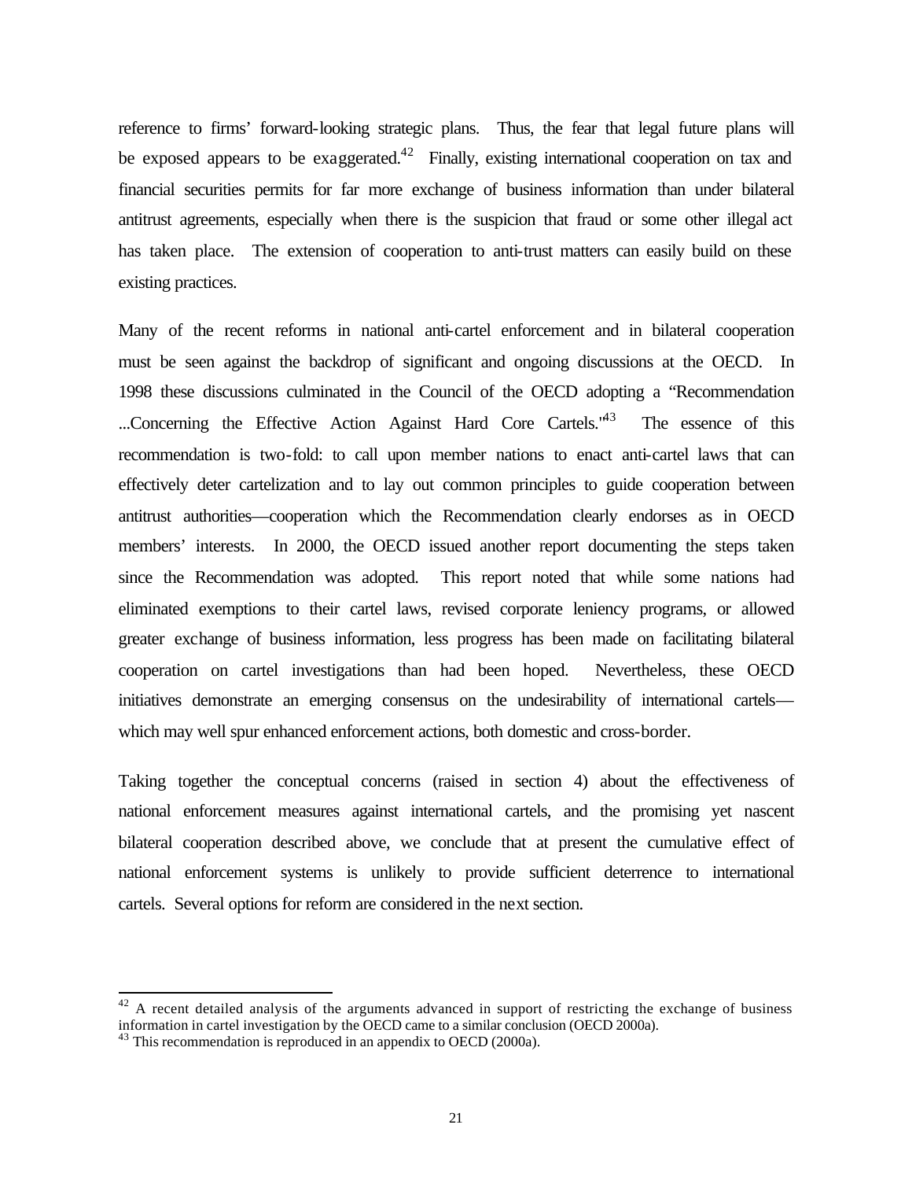reference to firms' forward-looking strategic plans. Thus, the fear that legal future plans will be exposed appears to be exaggerated.[42] Finally, existing international cooperation on tax and financial securities permits for far more exchange of business information than under bilateral antitrust agreements, especially when there is the suspicion that fraud or some other illegal act has taken place. The extension of cooperation to anti-trust matters can easily build on these existing practices.

Many of the recent reforms in national anti-cartel enforcement and in bilateral cooperation must be seen against the backdrop of significant and ongoing discussions at the OECD. In 1998 these discussions culminated in the Council of the OECD adopting a "Recommendation ...Concerning the Effective Action Against Hard Core Cartels."[43] The essence of this recommendation is two-fold: to call upon member nations to enact anti-cartel laws that can effectively deter cartelization and to lay out common principles to guide cooperation between antitrust authorities—cooperation which the Recommendation clearly endorses as in OECD members' interests. In 2000, the OECD issued another report documenting the steps taken since the Recommendation was adopted. This report noted that while some nations had eliminated exemptions to their cartel laws, revised corporate leniency programs, or allowed greater exchange of business information, less progress has been made on facilitating bilateral cooperation on cartel investigations than had been hoped. Nevertheless, these OECD initiatives demonstrate an emerging consensus on the undesirability of international cartels—which may well spur enhanced enforcement actions, both domestic and cross-border.

Taking together the conceptual concerns (raised in section 4) about the effectiveness of national enforcement measures against international cartels, and the promising yet nascent bilateral cooperation described above, we conclude that at present the cumulative effect of national enforcement systems is unlikely to provide sufficient deterrence to international cartels. Several options for reform are considered in the next section.

---

[42] A recent detailed analysis of the arguments advanced in support of restricting the exchange of business information in cartel investigation by the OECD came to a similar conclusion (OECD 2000a).

[43] This recommendation is reproduced in an appendix to OECD (2000a).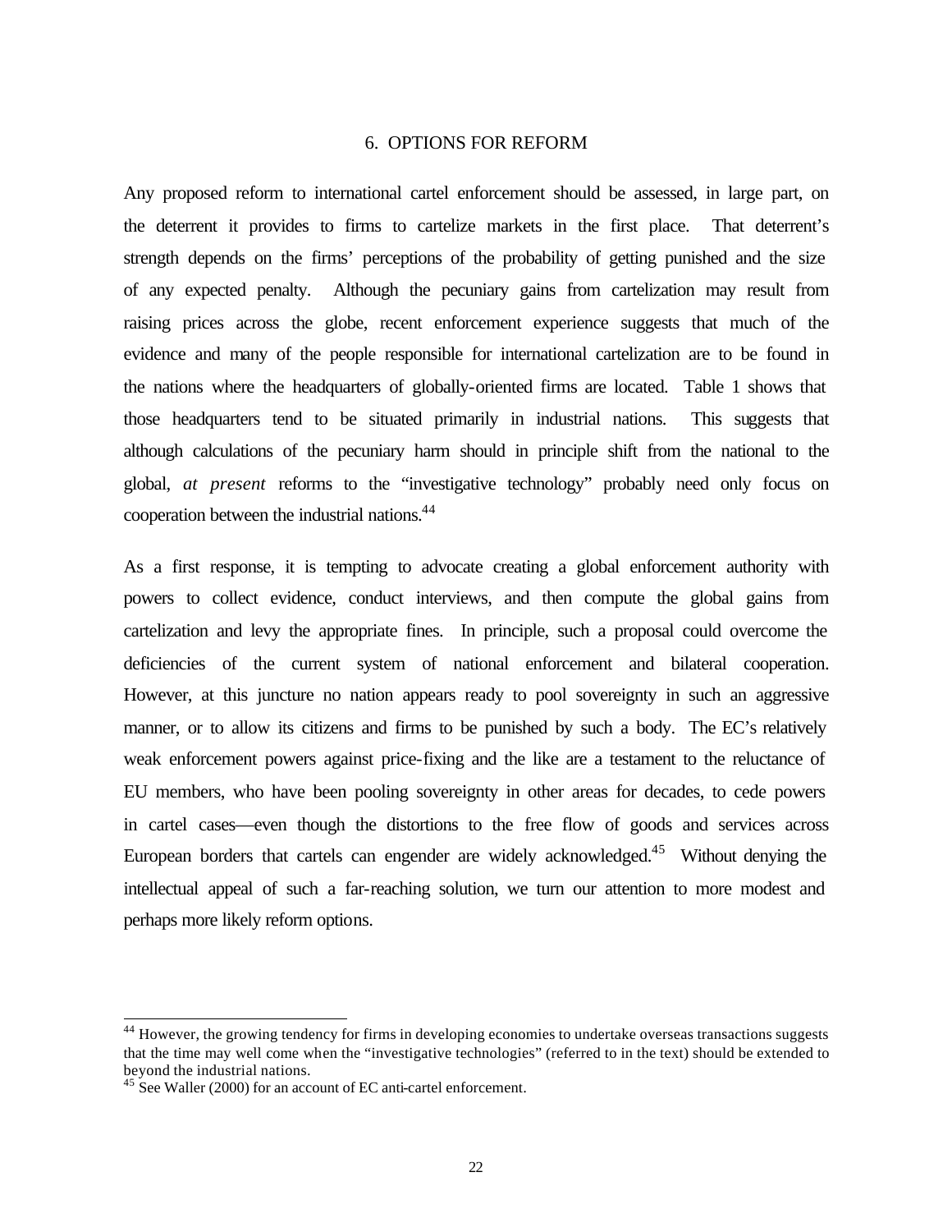## 6. OPTIONS FOR REFORM

Any proposed reform to international cartel enforcement should be assessed, in large part, on the deterrent it provides to firms to cartelize markets in the first place. That deterrent's strength depends on the firms' perceptions of the probability of getting punished and the size of any expected penalty. Although the pecuniary gains from cartelization may result from raising prices across the globe, recent enforcement experience suggests that much of the evidence and many of the people responsible for international cartelization are to be found in the nations where the headquarters of globally-oriented firms are located. Table 1 shows that those headquarters tend to be situated primarily in industrial nations. This suggests that although calculations of the pecuniary harm should in principle shift from the national to the global, *at present* reforms to the "investigative technology" probably need only focus on cooperation between the industrial nations.[44]

As a first response, it is tempting to advocate creating a global enforcement authority with powers to collect evidence, conduct interviews, and then compute the global gains from cartelization and levy the appropriate fines. In principle, such a proposal could overcome the deficiencies of the current system of national enforcement and bilateral cooperation. However, at this juncture no nation appears ready to pool sovereignty in such an aggressive manner, or to allow its citizens and firms to be punished by such a body. The EC's relatively weak enforcement powers against price-fixing and the like are a testament to the reluctance of EU members, who have been pooling sovereignty in other areas for decades, to cede powers in cartel cases—even though the distortions to the free flow of goods and services across European borders that cartels can engender are widely acknowledged.[45] Without denying the intellectual appeal of such a far-reaching solution, we turn our attention to more modest and perhaps more likely reform options.

---

[44] However, the growing tendency for firms in developing economies to undertake overseas transactions suggests that the time may well come when the "investigative technologies" (referred to in the text) should be extended to beyond the industrial nations.

[45] See Waller (2000) for an account of EC anti-cartel enforcement.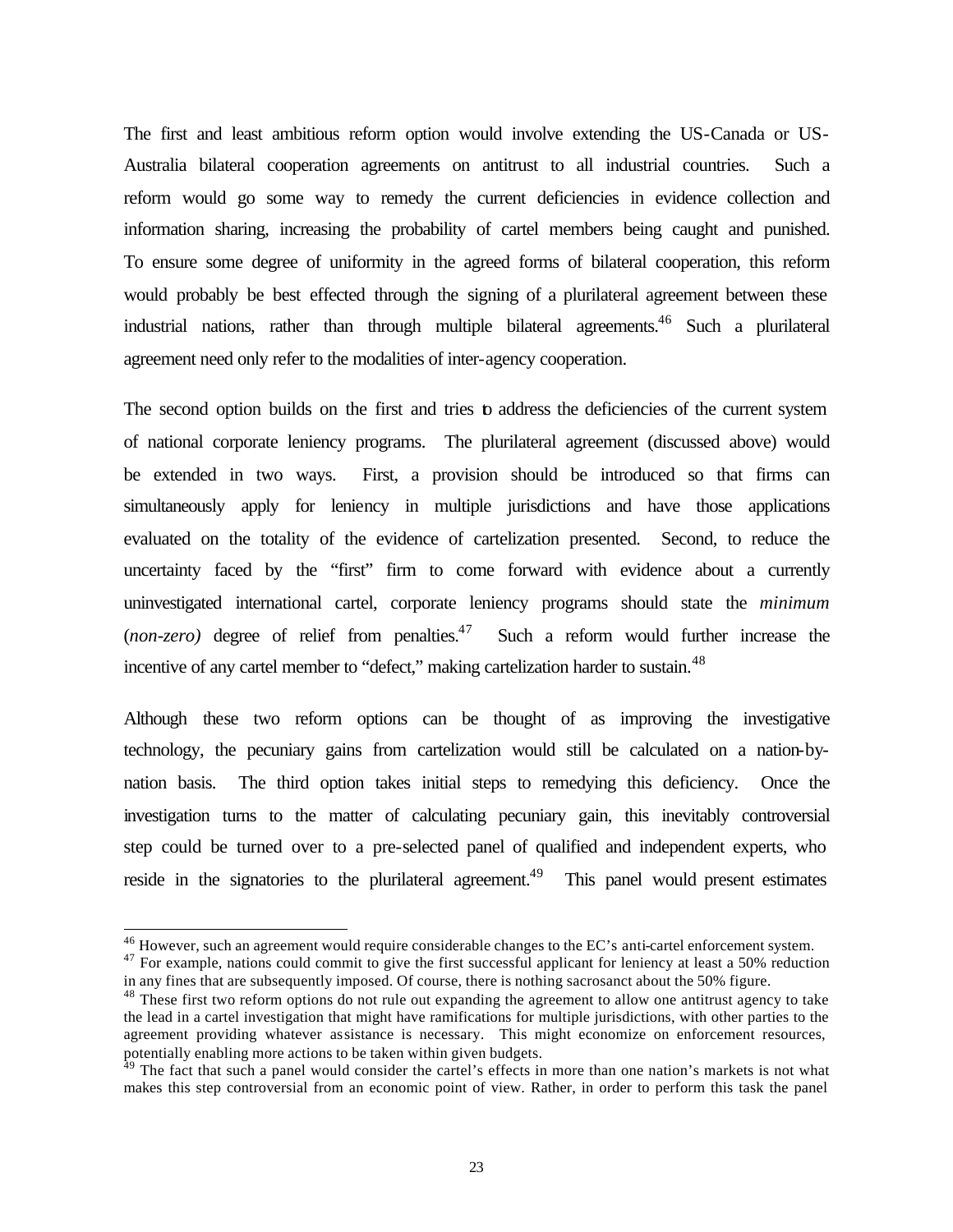The first and least ambitious reform option would involve extending the US-Canada or US-Australia bilateral cooperation agreements on antitrust to all industrial countries. Such a reform would go some way to remedy the current deficiencies in evidence collection and information sharing, increasing the probability of cartel members being caught and punished. To ensure some degree of uniformity in the agreed forms of bilateral cooperation, this reform would probably be best effected through the signing of a plurilateral agreement between these industrial nations, rather than through multiple bilateral agreements.[46] Such a plurilateral agreement need only refer to the modalities of inter-agency cooperation.

The second option builds on the first and tries to address the deficiencies of the current system of national corporate leniency programs. The plurilateral agreement (discussed above) would be extended in two ways. First, a provision should be introduced so that firms can simultaneously apply for leniency in multiple jurisdictions and have those applications evaluated on the totality of the evidence of cartelization presented. Second, to reduce the uncertainty faced by the "first" firm to come forward with evidence about a currently uninvestigated international cartel, corporate leniency programs should state the *minimum* (*non-zero)* degree of relief from penalties.[47] Such a reform would further increase the incentive of any cartel member to "defect," making cartelization harder to sustain.[48]

Although these two reform options can be thought of as improving the investigative technology, the pecuniary gains from cartelization would still be calculated on a nation-by-nation basis. The third option takes initial steps to remedying this deficiency. Once the investigation turns to the matter of calculating pecuniary gain, this inevitably controversial step could be turned over to a pre-selected panel of qualified and independent experts, who reside in the signatories to the plurilateral agreement.[49] This panel would present estimates

---

[46] However, such an agreement would require considerable changes to the EC's anti-cartel enforcement system.

[47] For example, nations could commit to give the first successful applicant for leniency at least a 50% reduction in any fines that are subsequently imposed. Of course, there is nothing sacrosanct about the 50% figure.

[48] These first two reform options do not rule out expanding the agreement to allow one antitrust agency to take the lead in a cartel investigation that might have ramifications for multiple jurisdictions, with other parties to the agreement providing whatever assistance is necessary. This might economize on enforcement resources, potentially enabling more actions to be taken within given budgets.

[49] The fact that such a panel would consider the cartel's effects in more than one nation's markets is not what makes this step controversial from an economic point of view. Rather, in order to perform this task the panel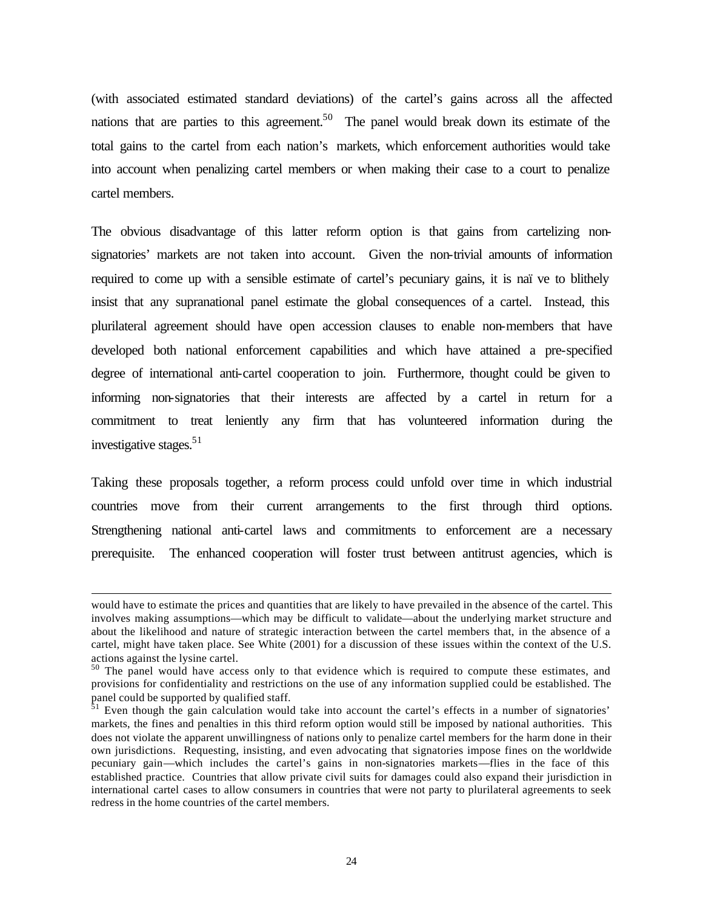(with associated estimated standard deviations) of the cartel's gains across all the affected nations that are parties to this agreement.[50] The panel would break down its estimate of the total gains to the cartel from each nation's markets, which enforcement authorities would take into account when penalizing cartel members or when making their case to a court to penalize cartel members.

The obvious disadvantage of this latter reform option is that gains from cartelizing non-signatories' markets are not taken into account. Given the non-trivial amounts of information required to come up with a sensible estimate of cartel's pecuniary gains, it is naïve to blithely insist that any supranational panel estimate the global consequences of a cartel. Instead, this plurilateral agreement should have open accession clauses to enable non-members that have developed both national enforcement capabilities and which have attained a pre-specified degree of international anti-cartel cooperation to join. Furthermore, thought could be given to informing non-signatories that their interests are affected by a cartel in return for a commitment to treat leniently any firm that has volunteered information during the investigative stages.[51]

Taking these proposals together, a reform process could unfold over time in which industrial countries move from their current arrangements to the first through third options. Strengthening national anti-cartel laws and commitments to enforcement are a necessary prerequisite. The enhanced cooperation will foster trust between antitrust agencies, which is

---

would have to estimate the prices and quantities that are likely to have prevailed in the absence of the cartel. This involves making assumptions—which may be difficult to validate—about the underlying market structure and about the likelihood and nature of strategic interaction between the cartel members that, in the absence of a cartel, might have taken place. See White (2001) for a discussion of these issues within the context of the U.S. actions against the lysine cartel.

[50] The panel would have access only to that evidence which is required to compute these estimates, and provisions for confidentiality and restrictions on the use of any information supplied could be established. The panel could be supported by qualified staff.

[51] Even though the gain calculation would take into account the cartel's effects in a number of signatories' markets, the fines and penalties in this third reform option would still be imposed by national authorities. This does not violate the apparent unwillingness of nations only to penalize cartel members for the harm done in their own jurisdictions. Requesting, insisting, and even advocating that signatories impose fines on the worldwide pecuniary gain—which includes the cartel's gains in non-signatories markets—flies in the face of this established practice. Countries that allow private civil suits for damages could also expand their jurisdiction in international cartel cases to allow consumers in countries that were not party to plurilateral agreements to seek redress in the home countries of the cartel members.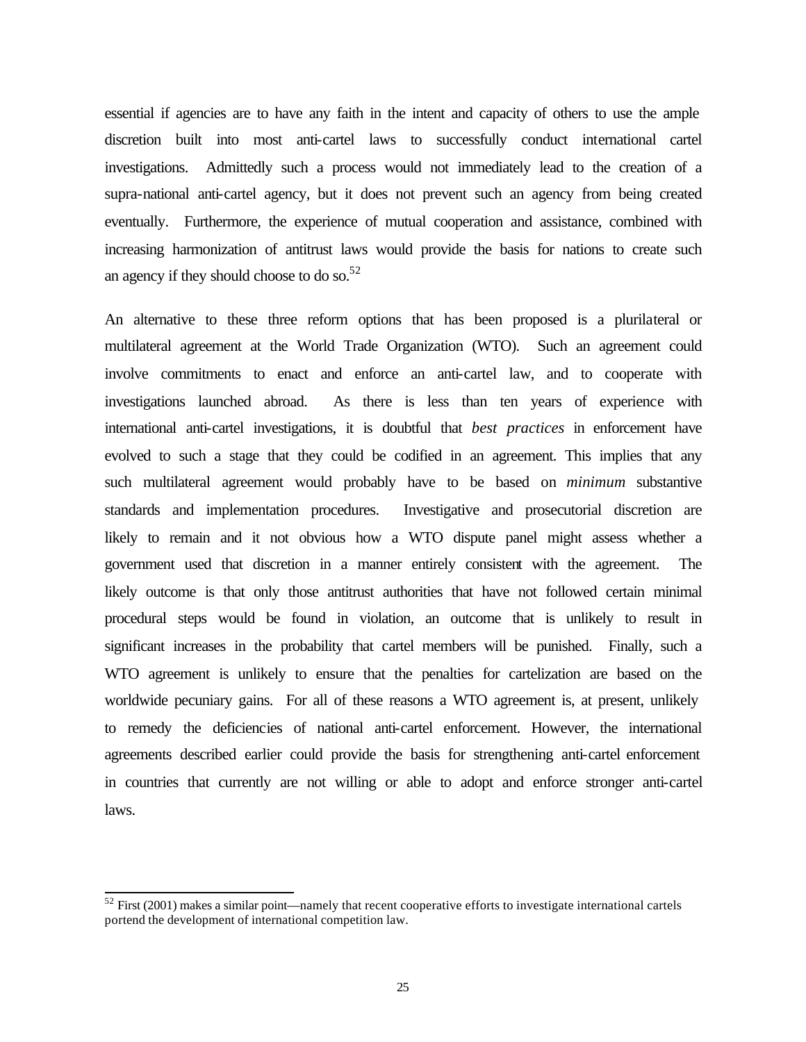essential if agencies are to have any faith in the intent and capacity of others to use the ample discretion built into most anti-cartel laws to successfully conduct international cartel investigations. Admittedly such a process would not immediately lead to the creation of a supra-national anti-cartel agency, but it does not prevent such an agency from being created eventually. Furthermore, the experience of mutual cooperation and assistance, combined with increasing harmonization of antitrust laws would provide the basis for nations to create such an agency if they should choose to do so.[52]

An alternative to these three reform options that has been proposed is a plurilateral or multilateral agreement at the World Trade Organization (WTO). Such an agreement could involve commitments to enact and enforce an anti-cartel law, and to cooperate with investigations launched abroad. As there is less than ten years of experience with international anti-cartel investigations, it is doubtful that *best practices* in enforcement have evolved to such a stage that they could be codified in an agreement. This implies that any such multilateral agreement would probably have to be based on *minimum* substantive standards and implementation procedures. Investigative and prosecutorial discretion are likely to remain and it not obvious how a WTO dispute panel might assess whether a government used that discretion in a manner entirely consistent with the agreement. The likely outcome is that only those antitrust authorities that have not followed certain minimal procedural steps would be found in violation, an outcome that is unlikely to result in significant increases in the probability that cartel members will be punished. Finally, such a WTO agreement is unlikely to ensure that the penalties for cartelization are based on the worldwide pecuniary gains. For all of these reasons a WTO agreement is, at present, unlikely to remedy the deficiencies of national anti-cartel enforcement. However, the international agreements described earlier could provide the basis for strengthening anti-cartel enforcement in countries that currently are not willing or able to adopt and enforce stronger anti-cartel laws.

[52] First (2001) makes a similar point—namely that recent cooperative efforts to investigate international cartels portend the development of international competition law.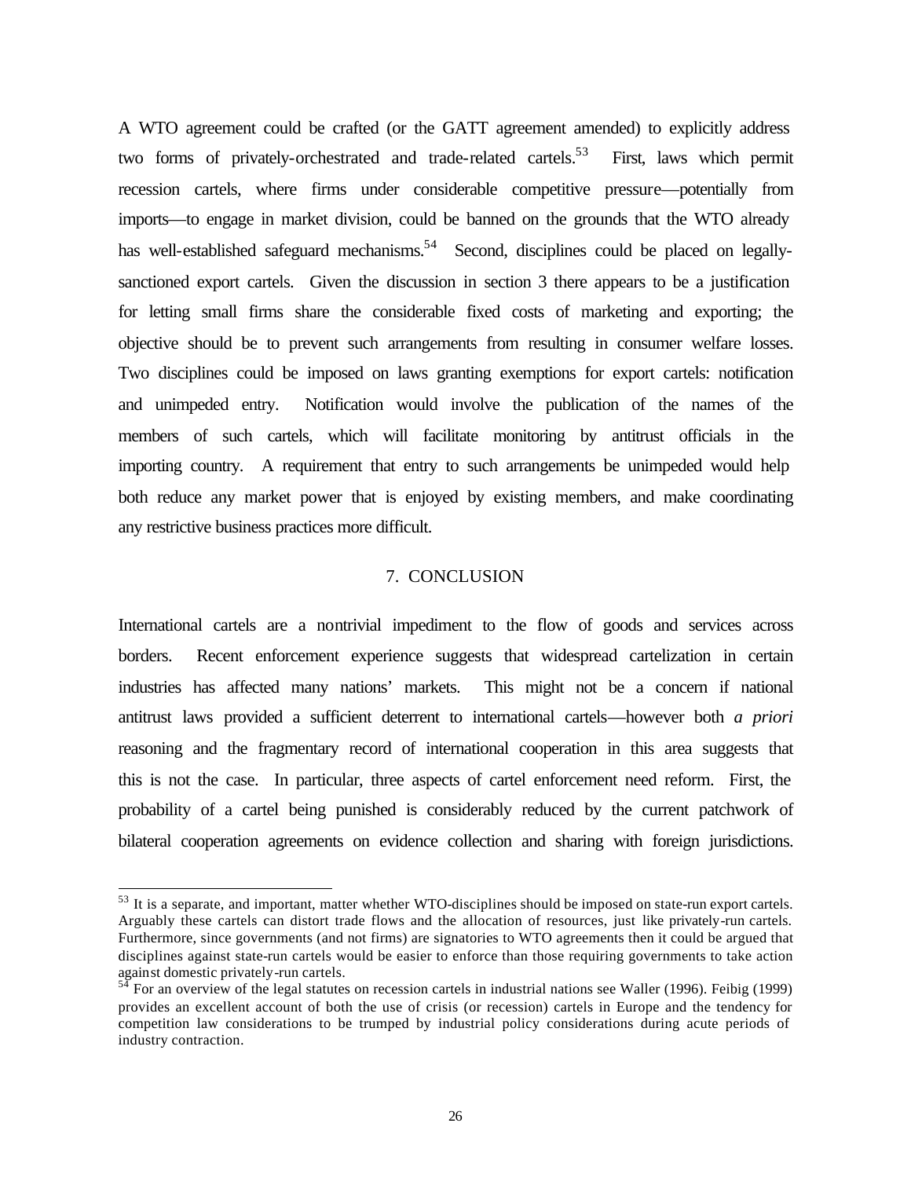A WTO agreement could be crafted (or the GATT agreement amended) to explicitly address two forms of privately-orchestrated and trade-related cartels.[53] First, laws which permit recession cartels, where firms under considerable competitive pressure—potentially from imports—to engage in market division, could be banned on the grounds that the WTO already has well-established safeguard mechanisms.[54] Second, disciplines could be placed on legally-sanctioned export cartels. Given the discussion in section 3 there appears to be a justification for letting small firms share the considerable fixed costs of marketing and exporting; the objective should be to prevent such arrangements from resulting in consumer welfare losses. Two disciplines could be imposed on laws granting exemptions for export cartels: notification and unimpeded entry. Notification would involve the publication of the names of the members of such cartels, which will facilitate monitoring by antitrust officials in the importing country. A requirement that entry to such arrangements be unimpeded would help both reduce any market power that is enjoyed by existing members, and make coordinating any restrictive business practices more difficult.

## 7. CONCLUSION

International cartels are a nontrivial impediment to the flow of goods and services across borders. Recent enforcement experience suggests that widespread cartelization in certain industries has affected many nations' markets. This might not be a concern if national antitrust laws provided a sufficient deterrent to international cartels—however both *a priori* reasoning and the fragmentary record of international cooperation in this area suggests that this is not the case. In particular, three aspects of cartel enforcement need reform. First, the probability of a cartel being punished is considerably reduced by the current patchwork of bilateral cooperation agreements on evidence collection and sharing with foreign jurisdictions.

---

[53] It is a separate, and important, matter whether WTO-disciplines should be imposed on state-run export cartels. Arguably these cartels can distort trade flows and the allocation of resources, just like privately-run cartels. Furthermore, since governments (and not firms) are signatories to WTO agreements then it could be argued that disciplines against state-run cartels would be easier to enforce than those requiring governments to take action against domestic privately-run cartels.

[54] For an overview of the legal statutes on recession cartels in industrial nations see Waller (1996). Feibig (1999) provides an excellent account of both the use of crisis (or recession) cartels in Europe and the tendency for competition law considerations to be trumped by industrial policy considerations during acute periods of industry contraction.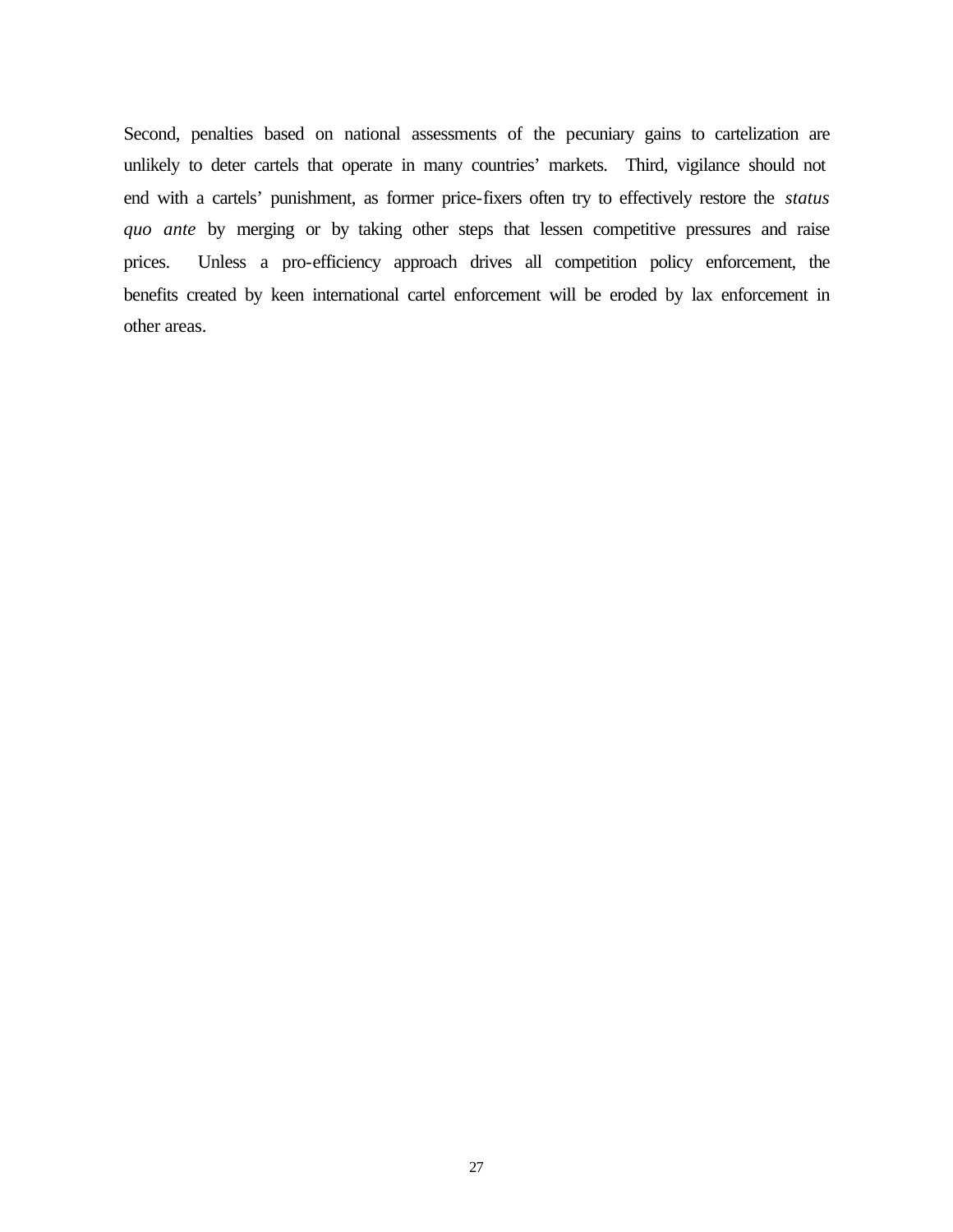Second, penalties based on national assessments of the pecuniary gains to cartelization are unlikely to deter cartels that operate in many countries' markets. Third, vigilance should not end with a cartels' punishment, as former price-fixers often try to effectively restore the *status quo ante* by merging or by taking other steps that lessen competitive pressures and raise prices. Unless a pro-efficiency approach drives all competition policy enforcement, the benefits created by keen international cartel enforcement will be eroded by lax enforcement in other areas.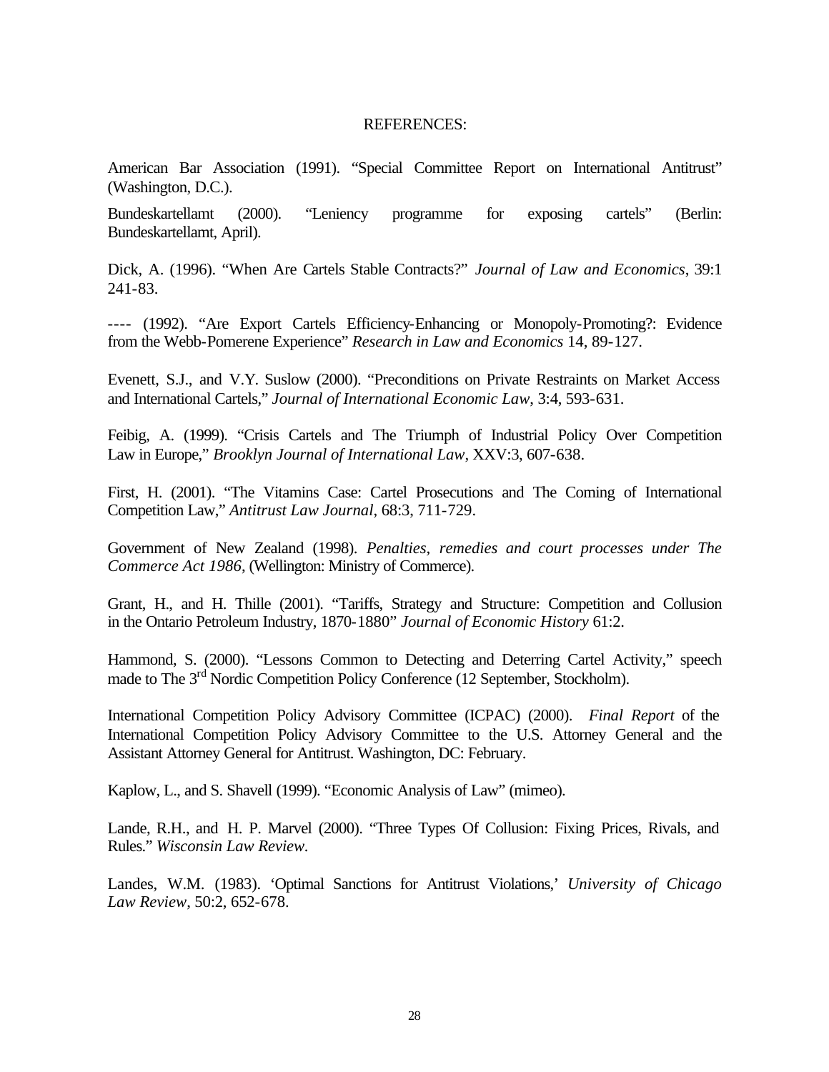REFERENCES:

American Bar Association (1991). "Special Committee Report on International Antitrust" (Washington, D.C.).

Bundeskartellamt (2000). "Leniency programme for exposing cartels" (Berlin: Bundeskartellamt, April).

Dick, A. (1996). "When Are Cartels Stable Contracts?" *Journal of Law and Economics*, 39:1 241-83.

---- (1992). "Are Export Cartels Efficiency-Enhancing or Monopoly-Promoting?: Evidence from the Webb-Pomerene Experience" *Research in Law and Economics* 14, 89-127.

Evenett, S.J., and V.Y. Suslow (2000). "Preconditions on Private Restraints on Market Access and International Cartels," *Journal of International Economic Law*, 3:4, 593-631.

Feibig, A. (1999). "Crisis Cartels and The Triumph of Industrial Policy Over Competition Law in Europe," *Brooklyn Journal of International Law*, XXV:3, 607-638.

First, H. (2001). "The Vitamins Case: Cartel Prosecutions and The Coming of International Competition Law," *Antitrust Law Journal*, 68:3, 711-729.

Government of New Zealand (1998). *Penalties, remedies and court processes under The Commerce Act 1986*, (Wellington: Ministry of Commerce).

Grant, H., and H. Thille (2001). "Tariffs, Strategy and Structure: Competition and Collusion in the Ontario Petroleum Industry, 1870-1880" *Journal of Economic History* 61:2.

Hammond, S. (2000). "Lessons Common to Detecting and Deterring Cartel Activity," speech made to The 3rd Nordic Competition Policy Conference (12 September, Stockholm).

International Competition Policy Advisory Committee (ICPAC) (2000). *Final Report* of the International Competition Policy Advisory Committee to the U.S. Attorney General and the Assistant Attorney General for Antitrust. Washington, DC: February.

Kaplow, L., and S. Shavell (1999). "Economic Analysis of Law" (mimeo).

Lande, R.H., and H. P. Marvel (2000). "Three Types Of Collusion: Fixing Prices, Rivals, and Rules." *Wisconsin Law Review*.

Landes, W.M. (1983). 'Optimal Sanctions for Antitrust Violations,' *University of Chicago Law Review*, 50:2, 652-678.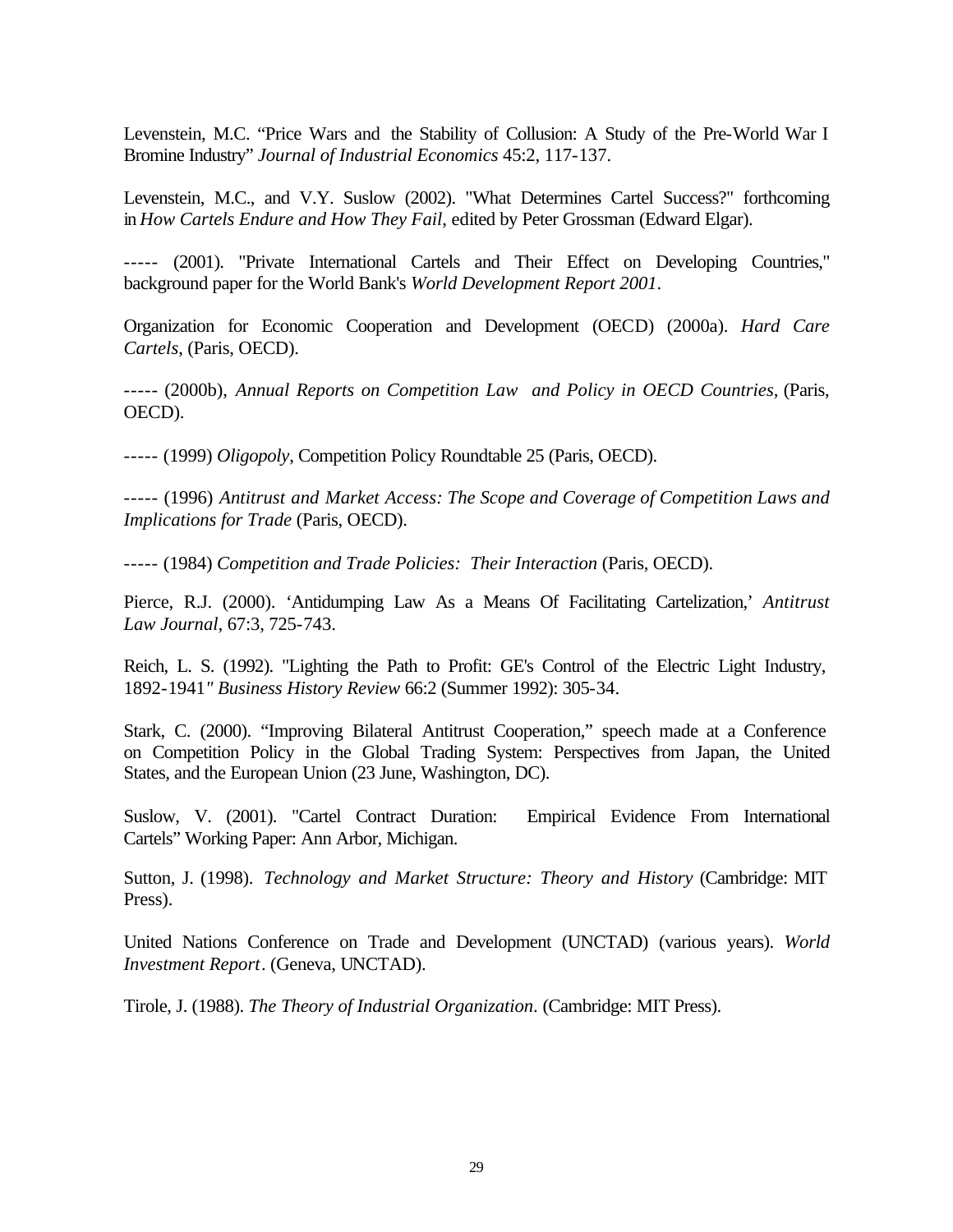Levenstein, M.C. "Price Wars and the Stability of Collusion: A Study of the Pre-World War I Bromine Industry" *Journal of Industrial Economics* 45:2, 117-137.

Levenstein, M.C., and V.Y. Suslow (2002). "What Determines Cartel Success?" forthcoming in *How Cartels Endure and How They Fail*, edited by Peter Grossman (Edward Elgar).

----- (2001). "Private International Cartels and Their Effect on Developing Countries," background paper for the World Bank's *World Development Report 2001*.

Organization for Economic Cooperation and Development (OECD) (2000a). *Hard Care Cartels*, (Paris, OECD).

----- (2000b), *Annual Reports on Competition Law and Policy in OECD Countries*, (Paris, OECD).

----- (1999) *Oligopoly*, Competition Policy Roundtable 25 (Paris, OECD).

----- (1996) *Antitrust and Market Access: The Scope and Coverage of Competition Laws and Implications for Trade* (Paris, OECD).

----- (1984) *Competition and Trade Policies: Their Interaction* (Paris, OECD).

Pierce, R.J. (2000). 'Antidumping Law As a Means Of Facilitating Cartelization,' *Antitrust Law Journal*, 67:3, 725-743.

Reich, L. S. (1992). "Lighting the Path to Profit: GE's Control of the Electric Light Industry, 1892-1941" *Business History Review* 66:2 (Summer 1992): 305-34.

Stark, C. (2000). "Improving Bilateral Antitrust Cooperation," speech made at a Conference on Competition Policy in the Global Trading System: Perspectives from Japan, the United States, and the European Union (23 June, Washington, DC).

Suslow, V. (2001). "Cartel Contract Duration: Empirical Evidence From International Cartels" Working Paper: Ann Arbor, Michigan.

Sutton, J. (1998). *Technology and Market Structure: Theory and History* (Cambridge: MIT Press).

United Nations Conference on Trade and Development (UNCTAD) (various years). *World Investment Report*. (Geneva, UNCTAD).

Tirole, J. (1988). *The Theory of Industrial Organization*. (Cambridge: MIT Press).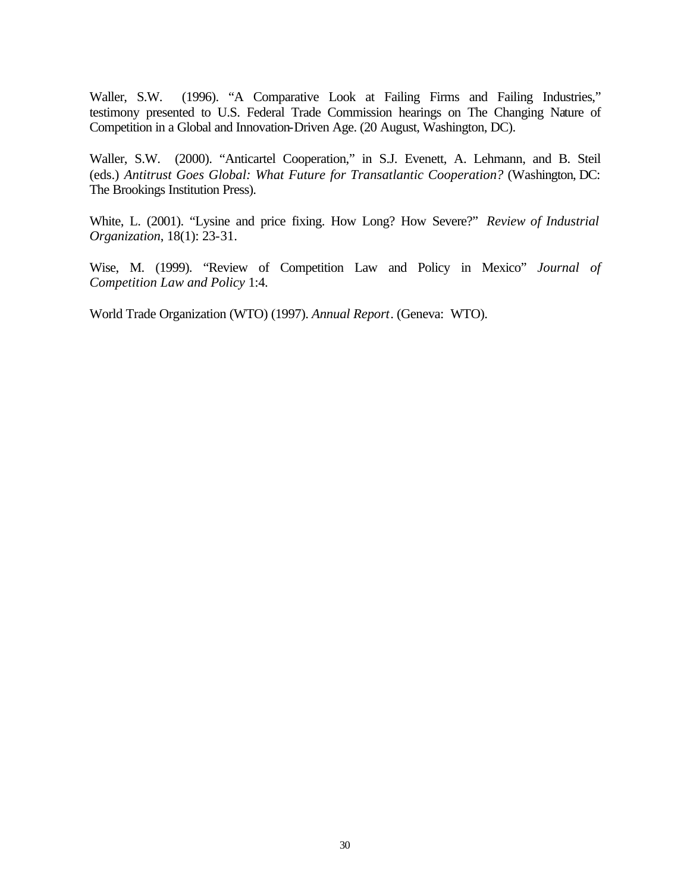Waller, S.W. (1996). "A Comparative Look at Failing Firms and Failing Industries," testimony presented to U.S. Federal Trade Commission hearings on The Changing Nature of Competition in a Global and Innovation-Driven Age. (20 August, Washington, DC).

Waller, S.W. (2000). "Anticartel Cooperation," in S.J. Evenett, A. Lehmann, and B. Steil (eds.) *Antitrust Goes Global: What Future for Transatlantic Cooperation?* (Washington, DC: The Brookings Institution Press).

White, L. (2001). "Lysine and price fixing. How Long? How Severe?" *Review of Industrial Organization*, 18(1): 23-31.

Wise, M. (1999). "Review of Competition Law and Policy in Mexico" *Journal of Competition Law and Policy* 1:4.

World Trade Organization (WTO) (1997). *Annual Report*. (Geneva: WTO).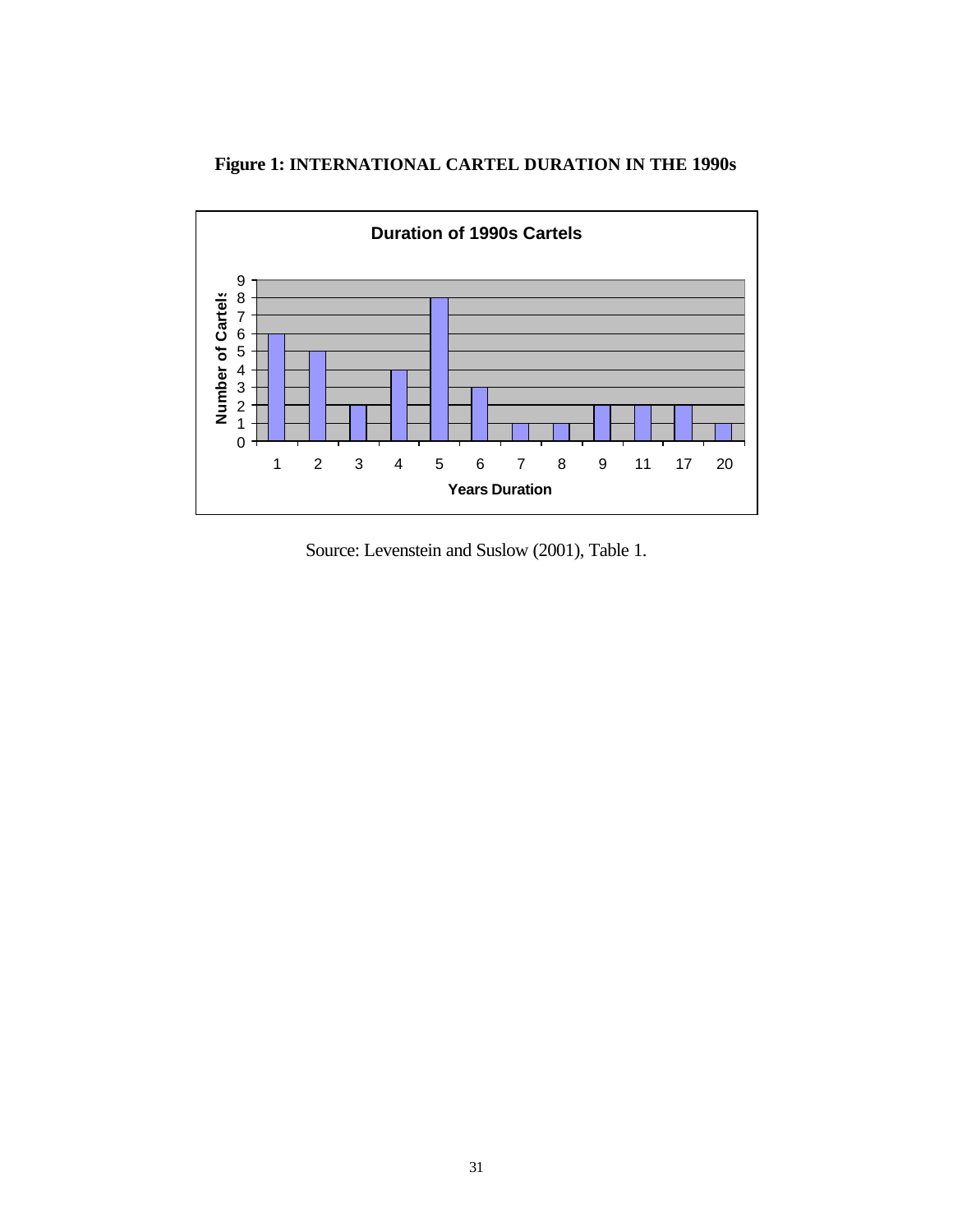**Figure 1: INTERNATIONAL CARTEL DURATION IN THE 1990s**

Source: Levenstein and Suslow (2001), Table 1.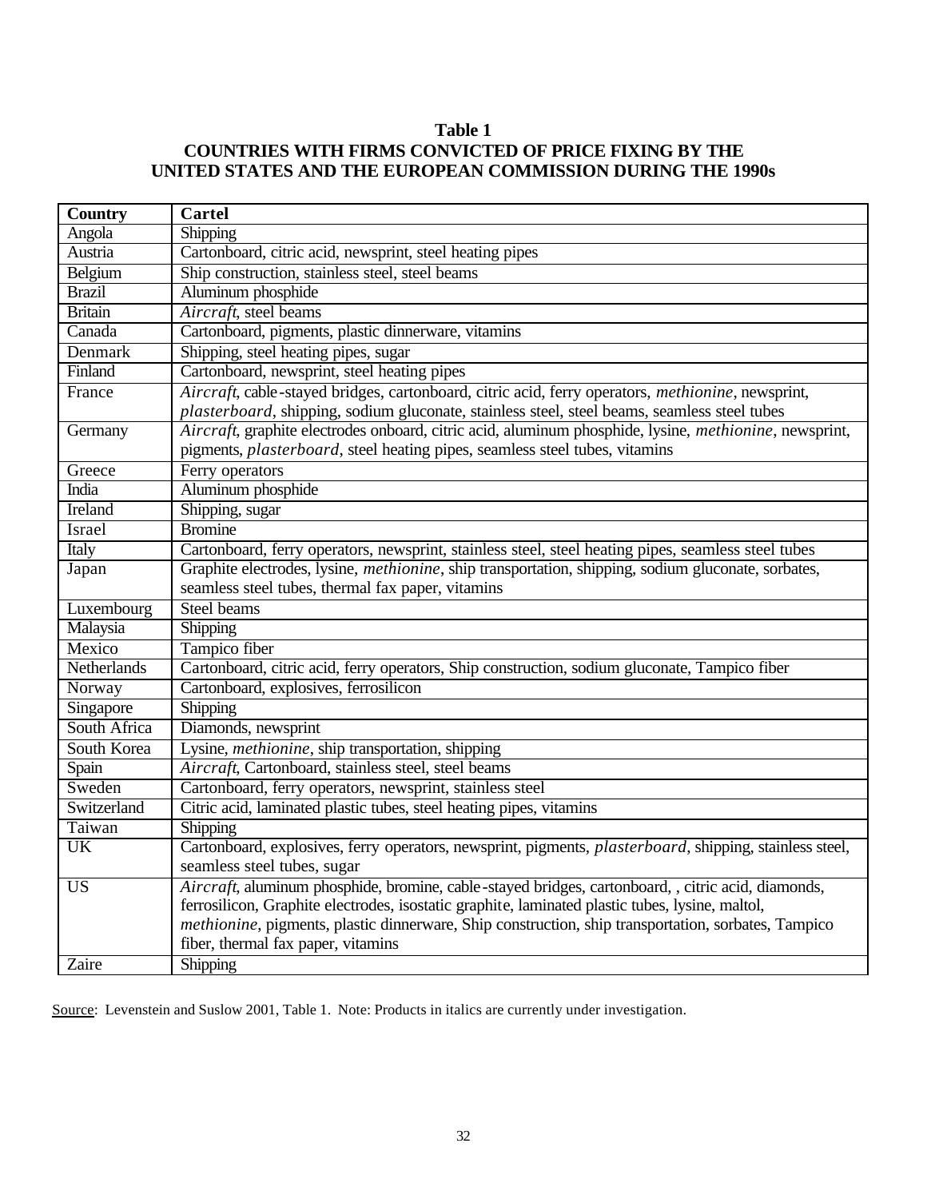**Table 1**
**COUNTRIES WITH FIRMS CONVICTED OF PRICE FIXING BY THE UNITED STATES AND THE EUROPEAN COMMISSION DURING THE 1990s**

| Country | Cartel |
|---|---|
| Angola | Shipping |
| Austria | Cartonboard, citric acid, newsprint, steel heating pipes |
| Belgium | Ship construction, stainless steel, steel beams |
| Brazil | Aluminum phosphide |
| Britain | *Aircraft*, steel beams |
| Canada | Cartonboard, pigments, plastic dinnerware, vitamins |
| Denmark | Shipping, steel heating pipes, sugar |
| Finland | Cartonboard, newsprint, steel heating pipes |
| France | *Aircraft*, cable-stayed bridges, cartonboard, citric acid, ferry operators, *methionine*, newsprint, *plasterboard*, shipping, sodium gluconate, stainless steel, steel beams, seamless steel tubes |
| Germany | *Aircraft*, graphite electrodes onboard, citric acid, aluminum phosphide, lysine, *methionine*, newsprint, pigments, *plasterboard*, steel heating pipes, seamless steel tubes, vitamins |
| Greece | Ferry operators |
| India | Aluminum phosphide |
| Ireland | Shipping, sugar |
| Israel | Bromine |
| Italy | Cartonboard, ferry operators, newsprint, stainless steel, steel heating pipes, seamless steel tubes |
| Japan | Graphite electrodes, lysine, *methionine*, ship transportation, shipping, sodium gluconate, sorbates, seamless steel tubes, thermal fax paper, vitamins |
| Luxembourg | Steel beams |
| Malaysia | Shipping |
| Mexico | Tampico fiber |
| Netherlands | Cartonboard, citric acid, ferry operators, Ship construction, sodium gluconate, Tampico fiber |
| Norway | Cartonboard, explosives, ferrosilicon |
| Singapore | Shipping |
| South Africa | Diamonds, newsprint |
| South Korea | Lysine, *methionine*, ship transportation, shipping |
| Spain | *Aircraft*, Cartonboard, stainless steel, steel beams |
| Sweden | Cartonboard, ferry operators, newsprint, stainless steel |
| Switzerland | Citric acid, laminated plastic tubes, steel heating pipes, vitamins |
| Taiwan | Shipping |
| UK | Cartonboard, explosives, ferry operators, newsprint, pigments, *plasterboard*, shipping, stainless steel, seamless steel tubes, sugar |
| US | *Aircraft*, aluminum phosphide, bromine, cable-stayed bridges, cartonboard, , citric acid, diamonds, ferrosilicon, Graphite electrodes, isostatic graphite, laminated plastic tubes, lysine, maltol, *methionine*, pigments, plastic dinnerware, Ship construction, ship transportation, sorbates, Tampico fiber, thermal fax paper, vitamins |
| Zaire | Shipping |

Source: Levenstein and Suslow 2001, Table 1. Note: Products in italics are currently under investigation.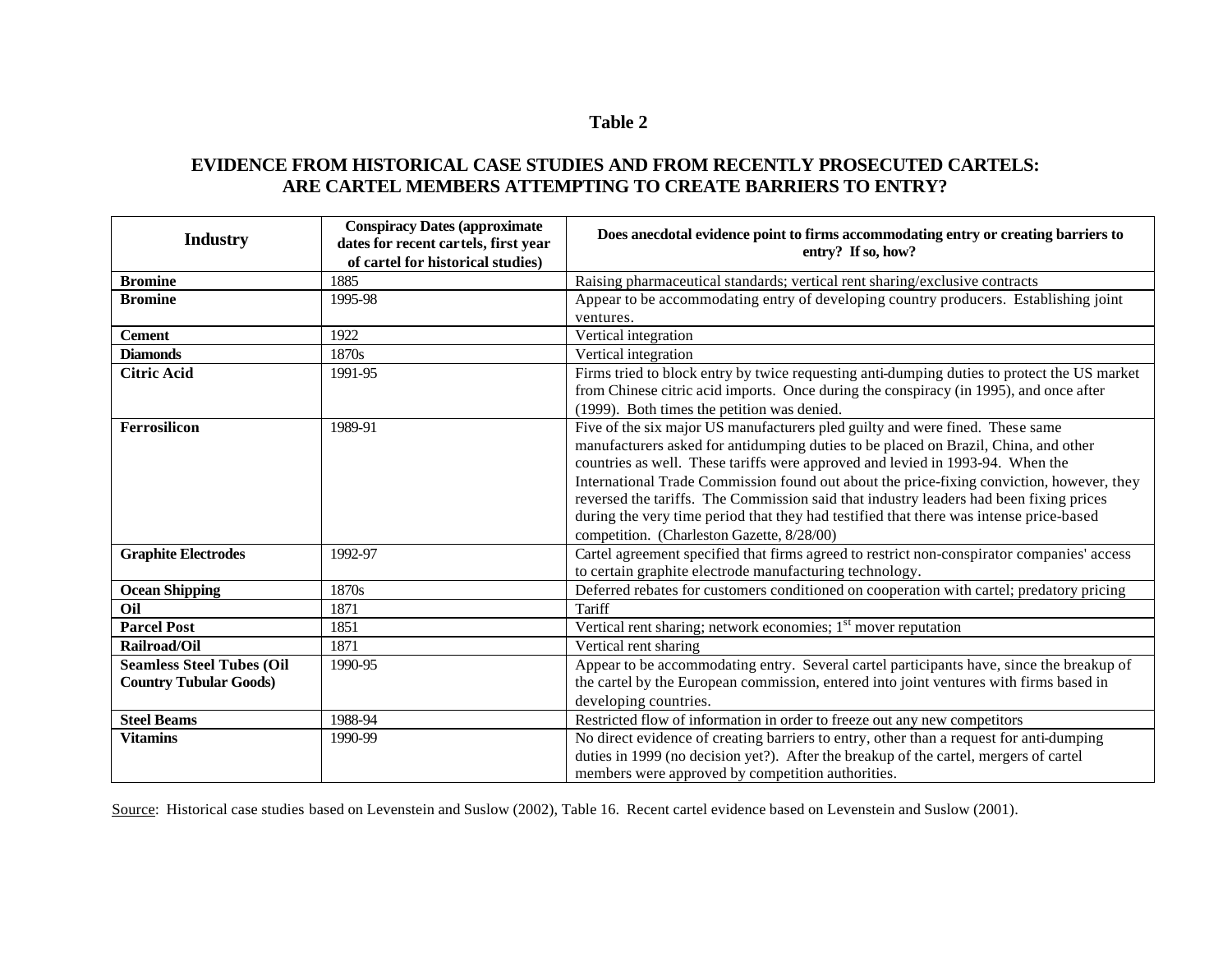## Table 2

## EVIDENCE FROM HISTORICAL CASE STUDIES AND FROM RECENTLY PROSECUTED CARTELS: ARE CARTEL MEMBERS ATTEMPTING TO CREATE BARRIERS TO ENTRY?

| Industry | Conspiracy Dates (approximate dates for recent cartels, first year of cartel for historical studies) | Does anecdotal evidence point to firms accommodating entry or creating barriers to entry? If so, how? |
|---|---|---|
| **Bromine** | 1885 | Raising pharmaceutical standards; vertical rent sharing/exclusive contracts |
| **Bromine** | 1995-98 | Appear to be accommodating entry of developing country producers. Establishing joint ventures. |
| **Cement** | 1922 | Vertical integration |
| **Diamonds** | 1870s | Vertical integration |
| **Citric Acid** | 1991-95 | Firms tried to block entry by twice requesting anti-dumping duties to protect the US market from Chinese citric acid imports. Once during the conspiracy (in 1995), and once after (1999). Both times the petition was denied. |
| **Ferrosilicon** | 1989-91 | Five of the six major US manufacturers pled guilty and were fined. These same manufacturers asked for antidumping duties to be placed on Brazil, China, and other countries as well. These tariffs were approved and levied in 1993-94. When the International Trade Commission found out about the price-fixing conviction, however, they reversed the tariffs. The Commission said that industry leaders had been fixing prices during the very time period that they had testified that there was intense price-based competition. (Charleston Gazette, 8/28/00) |
| **Graphite Electrodes** | 1992-97 | Cartel agreement specified that firms agreed to restrict non-conspirator companies' access to certain graphite electrode manufacturing technology. |
| **Ocean Shipping** | 1870s | Deferred rebates for customers conditioned on cooperation with cartel; predatory pricing |
| **Oil** | 1871 | Tariff |
| **Parcel Post** | 1851 | Vertical rent sharing; network economies; 1st mover reputation |
| **Railroad/Oil** | 1871 | Vertical rent sharing |
| **Seamless Steel Tubes (Oil Country Tubular Goods)** | 1990-95 | Appear to be accommodating entry. Several cartel participants have, since the breakup of the cartel by the European commission, entered into joint ventures with firms based in developing countries. |
| **Steel Beams** | 1988-94 | Restricted flow of information in order to freeze out any new competitors |
| **Vitamins** | 1990-99 | No direct evidence of creating barriers to entry, other than a request for anti-dumping duties in 1999 (no decision yet?). After the breakup of the cartel, mergers of cartel members were approved by competition authorities. |

Source: Historical case studies based on Levenstein and Suslow (2002), Table 16. Recent cartel evidence based on Levenstein and Suslow (2001).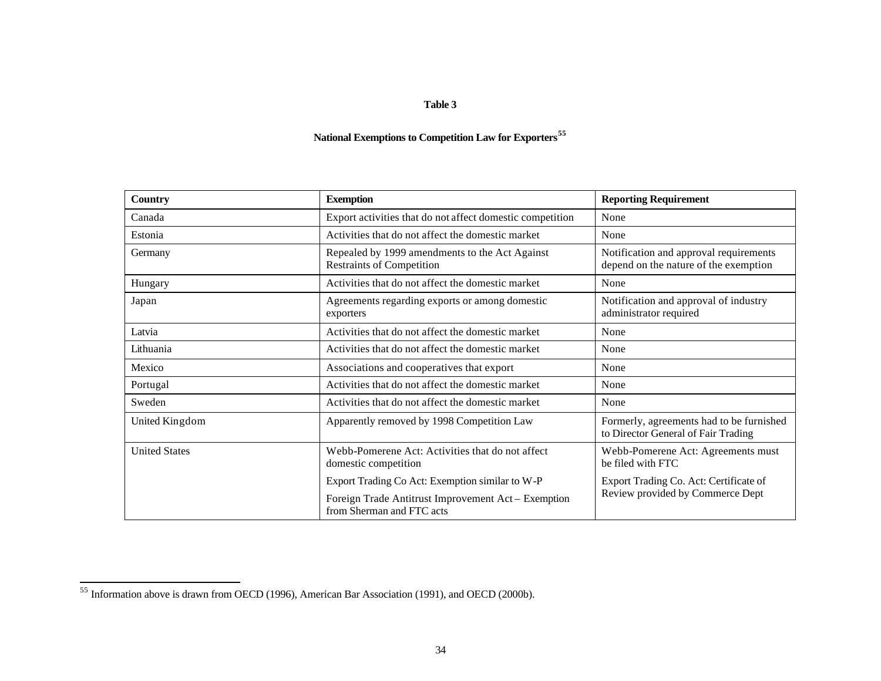**Table 3**

**National Exemptions to Competition Law for Exporters**[55]

| Country | Exemption | Reporting Requirement |
|---|---|---|
| Canada | Export activities that do not affect domestic competition | None |
| Estonia | Activities that do not affect the domestic market | None |
| Germany | Repealed by 1999 amendments to the Act Against Restraints of Competition | Notification and approval requirements depend on the nature of the exemption |
| Hungary | Activities that do not affect the domestic market | None |
| Japan | Agreements regarding exports or among domestic exporters | Notification and approval of industry administrator required |
| Latvia | Activities that do not affect the domestic market | None |
| Lithuania | Activities that do not affect the domestic market | None |
| Mexico | Associations and cooperatives that export | None |
| Portugal | Activities that do not affect the domestic market | None |
| Sweden | Activities that do not affect the domestic market | None |
| United Kingdom | Apparently removed by 1998 Competition Law | Formerly, agreements had to be furnished to Director General of Fair Trading |
| United States | Webb-Pomerene Act: Activities that do not affect domestic competition<br>Export Trading Co Act: Exemption similar to W-P<br>Foreign Trade Antitrust Improvement Act – Exemption from Sherman and FTC acts | Webb-Pomerene Act: Agreements must be filed with FTC<br>Export Trading Co. Act: Certificate of Review provided by Commerce Dept |

[55] Information above is drawn from OECD (1996), American Bar Association (1991), and OECD (2000b).